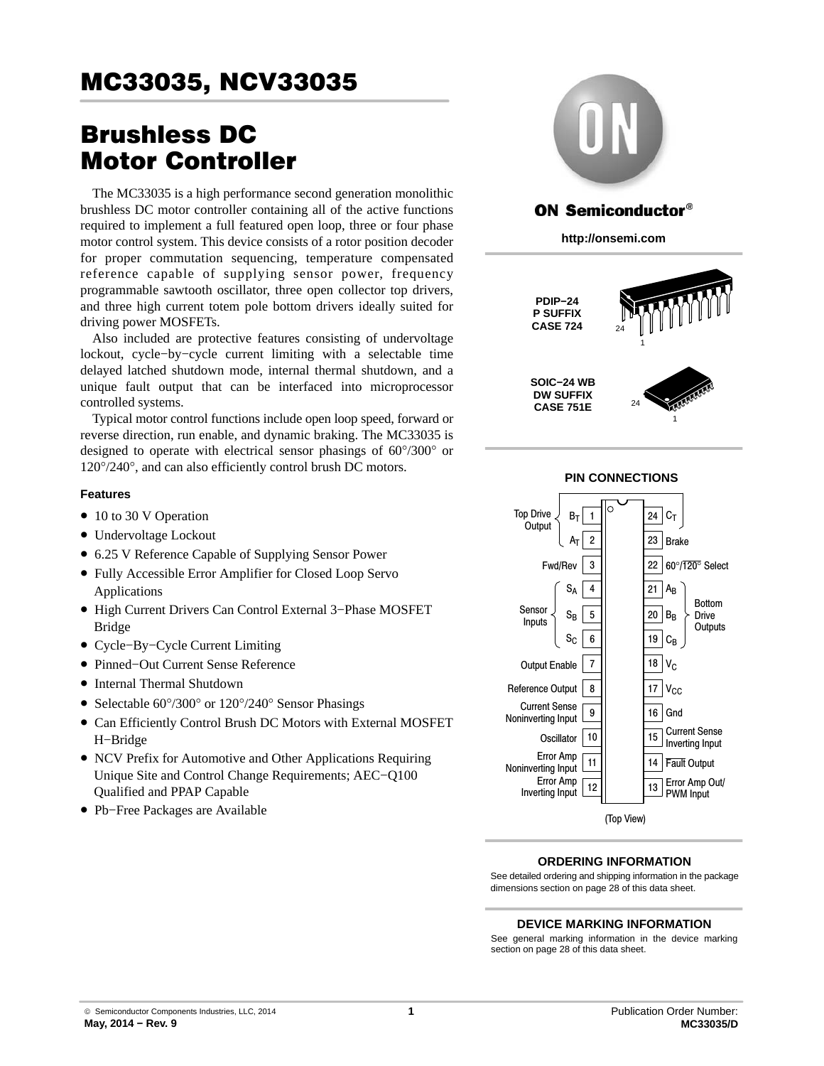# MC33035, NCV33035

## Brushless DC Motor Controller

The MC33035 is a high performance second generation monolithic brushless DC motor controller containing all of the active functions required to implement a full featured open loop, three or four phase motor control system. This device consists of a rotor position decoder for proper commutation sequencing, temperature compensated reference capable of supplying sensor power, frequency programmable sawtooth oscillator, three open collector top drivers, and three high current totem pole bottom drivers ideally suited for driving power MOSFETs.

Also included are protective features consisting of undervoltage lockout, cycle−by−cycle current limiting with a selectable time delayed latched shutdown mode, internal thermal shutdown, and a unique fault output that can be interfaced into microprocessor controlled systems.

Typical motor control functions include open loop speed, forward or reverse direction, run enable, and dynamic braking. The MC33035 is designed to operate with electrical sensor phasings of 60°/300° or 120°/240°, and can also efficiently control brush DC motors.

### Features

- 10 to 30 V Operation
- Undervoltage Lockout
- 6.25 V Reference Capable of Supplying Sensor Power
- Fully Accessible Error Amplifier for Closed Loop Servo Applications
- High Current Drivers Can Control External 3−Phase MOSFET Bridge
- Cycle−By−Cycle Current Limiting
- Pinned−Out Current Sense Reference
- Internal Thermal Shutdown
- Selectable 60°/300° or 120°/240° Sensor Phasings
- Can Efficiently Control Brush DC Motors with External MOSFET H−Bridge
- NCV Prefix for Automotive and Other Applications Requiring Unique Site and Control Change Requirements; AEC−Q100 Qualified and PPAP Capable
- Pb−Free Packages are Available

**ON Semiconductor®**

**http://onsemi.com**

**PDIP−24**
**P SUFFIX**
**CASE 724**

**SOIC−24 WB**
**DW SUFFIX**
**CASE 751E**

### PIN CONNECTIONS

| Left Function | Pin | Pin | Right Function |
|---|---|---|---|
| Top Drive Output $B_T$ | 1 | 24 | $C_T$ |
| Top Drive Output $A_T$ | 2 | 23 | Brake |
| Fwd/Rev | 3 | 22 | 60°/$\overline{120°}$ Select |
| Sensor Inputs $S_A$ | 4 | 21 | Bottom Drive Outputs $A_B$ |
| Sensor Inputs $S_B$ | 5 | 20 | Bottom Drive Outputs $B_B$ |
| Sensor Inputs $S_C$ | 6 | 19 | Bottom Drive Outputs $C_B$ |
| Output Enable | 7 | 18 | $V_C$ |
| Reference Output | 8 | 17 | $V_{CC}$ |
| Current Sense Noninverting Input | 9 | 16 | Gnd |
| Oscillator | 10 | 15 | Current Sense Inverting Input |
| Error Amp Noninverting Input | 11 | 14 | $\overline{\text{Fault}}$ Output |
| Error Amp Inverting Input | 12 | 13 | Error Amp Out/ PWM Input |

(Top View)

### ORDERING INFORMATION

See detailed ordering and shipping information in the package dimensions section on page 28 of this data sheet.

### DEVICE MARKING INFORMATION

See general marking information in the device marking section on page 28 of this data sheet.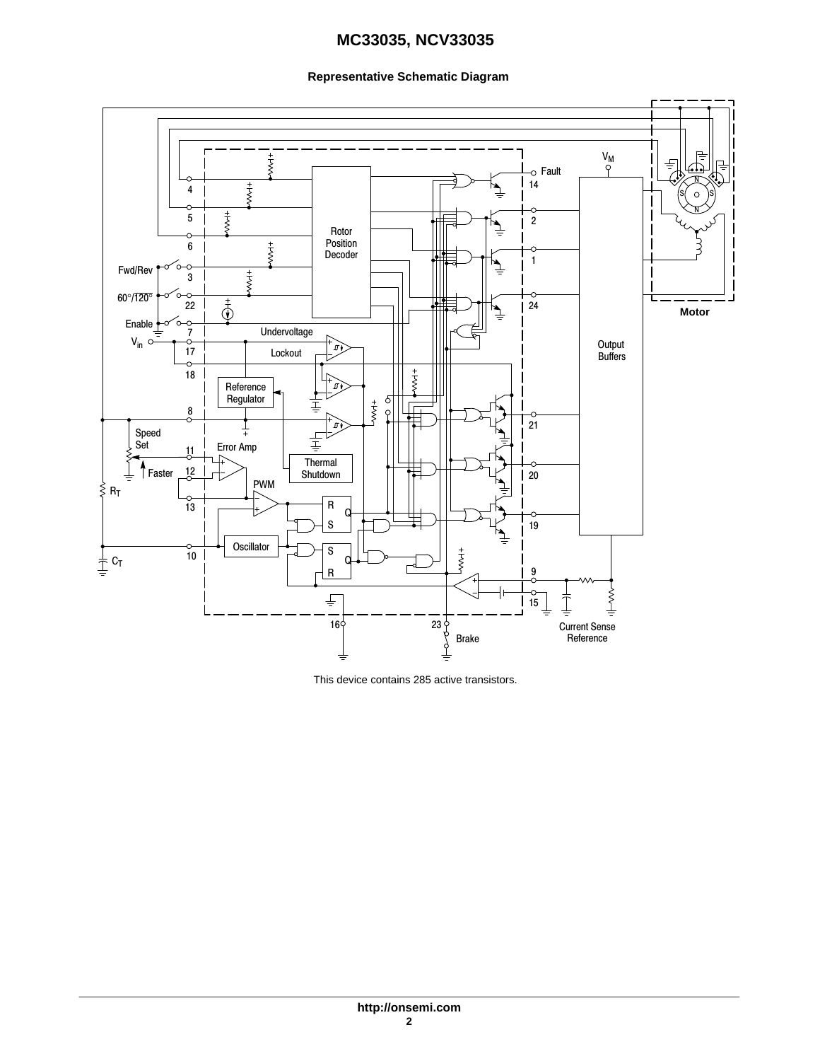## Representative Schematic Diagram

This device contains 285 active transistors.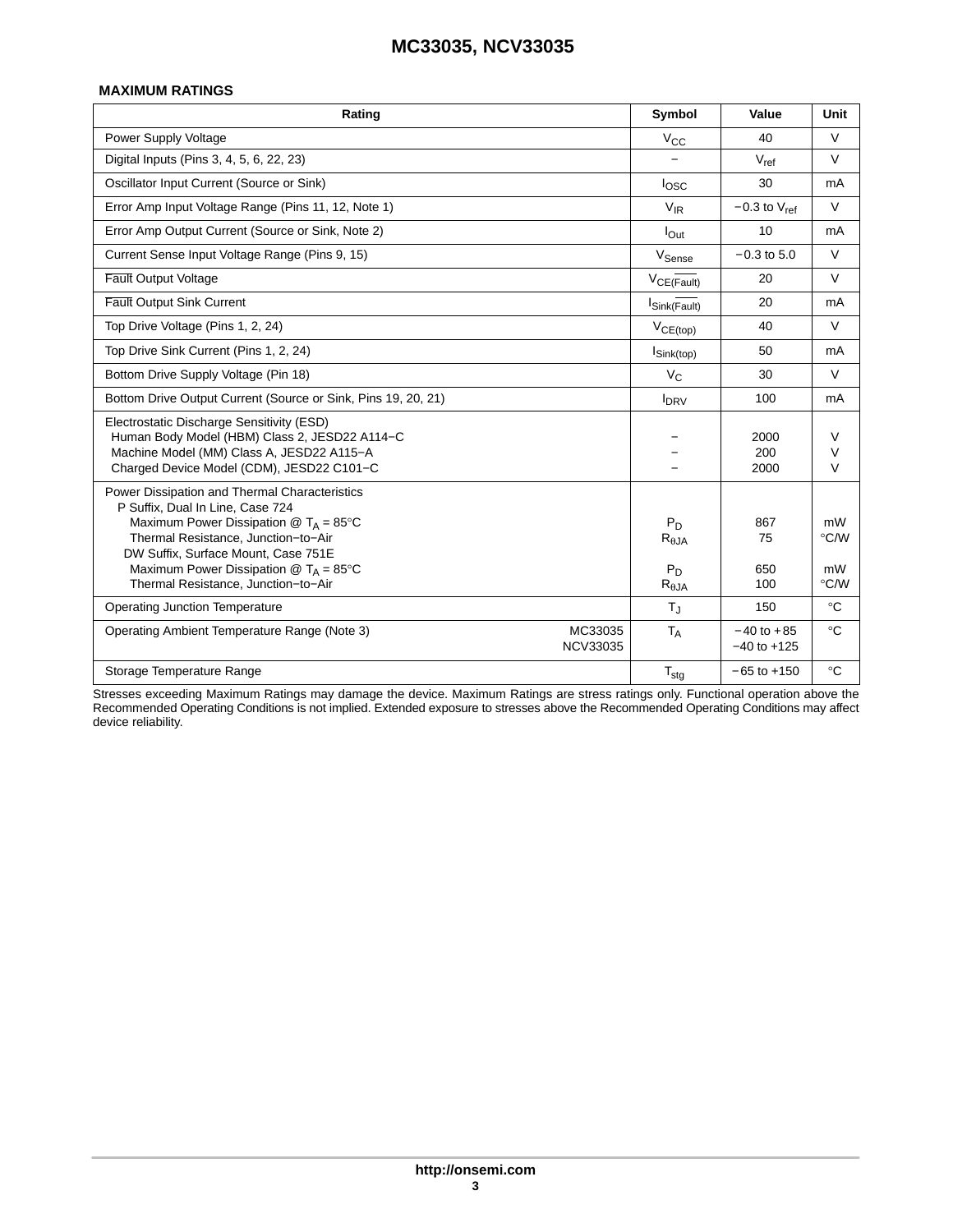## MAXIMUM RATINGS

| Rating | Symbol | Value | Unit |
|---|---|---|---|
| Power Supply Voltage | $V_{CC}$ | 40 | V |
| Digital Inputs (Pins 3, 4, 5, 6, 22, 23) | − | $V_{ref}$ | V |
| Oscillator Input Current (Source or Sink) | $I_{OSC}$ | 30 | mA |
| Error Amp Input Voltage Range (Pins 11, 12, Note 1) | $V_{IR}$ | −0.3 to $V_{ref}$ | V |
| Error Amp Output Current (Source or Sink, Note 2) | $I_{Out}$ | 10 | mA |
| Current Sense Input Voltage Range (Pins 9, 15) | $V_{Sense}$ | −0.3 to 5.0 | V |
| $\overline{\text{Fault}}$ Output Voltage | $V_{CE(\overline{Fault})}$ | 20 | V |
| $\overline{\text{Fault}}$ Output Sink Current | $I_{Sink(\overline{Fault})}$ | 20 | mA |
| Top Drive Voltage (Pins 1, 2, 24) | $V_{CE(top)}$ | 40 | V |
| Top Drive Sink Current (Pins 1, 2, 24) | $I_{Sink(top)}$ | 50 | mA |
| Bottom Drive Supply Voltage (Pin 18) | $V_C$ | 30 | V |
| Bottom Drive Output Current (Source or Sink, Pins 19, 20, 21) | $I_{DRV}$ | 100 | mA |
| Electrostatic Discharge Sensitivity (ESD)<br>Human Body Model (HBM) Class 2, JESD22 A114−C<br>Machine Model (MM) Class A, JESD22 A115−A<br>Charged Device Model (CDM), JESD22 C101−C | <br>−<br>−<br>− | <br>2000<br>200<br>2000 | <br>V<br>V<br>V |
| Power Dissipation and Thermal Characteristics<br>P Suffix, Dual In Line, Case 724<br>Maximum Power Dissipation @ $T_A$ = 85°C<br>Thermal Resistance, Junction−to−Air<br>DW Suffix, Surface Mount, Case 751E<br>Maximum Power Dissipation @ $T_A$ = 85°C<br>Thermal Resistance, Junction−to−Air | <br><br>$P_D$<br>$R_{\theta JA}$<br><br>$P_D$<br>$R_{\theta JA}$ | <br><br>867<br>75<br><br>650<br>100 | <br><br>mW<br>°C/W<br><br>mW<br>°C/W |
| Operating Junction Temperature | $T_J$ | 150 | °C |
| Operating Ambient Temperature Range (Note 3) MC33035<br>NCV33035 | $T_A$ | −40 to +85<br>−40 to +125 | °C |
| Storage Temperature Range | $T_{stg}$ | −65 to +150 | °C |

Stresses exceeding Maximum Ratings may damage the device. Maximum Ratings are stress ratings only. Functional operation above the Recommended Operating Conditions is not implied. Extended exposure to stresses above the Recommended Operating Conditions may affect device reliability.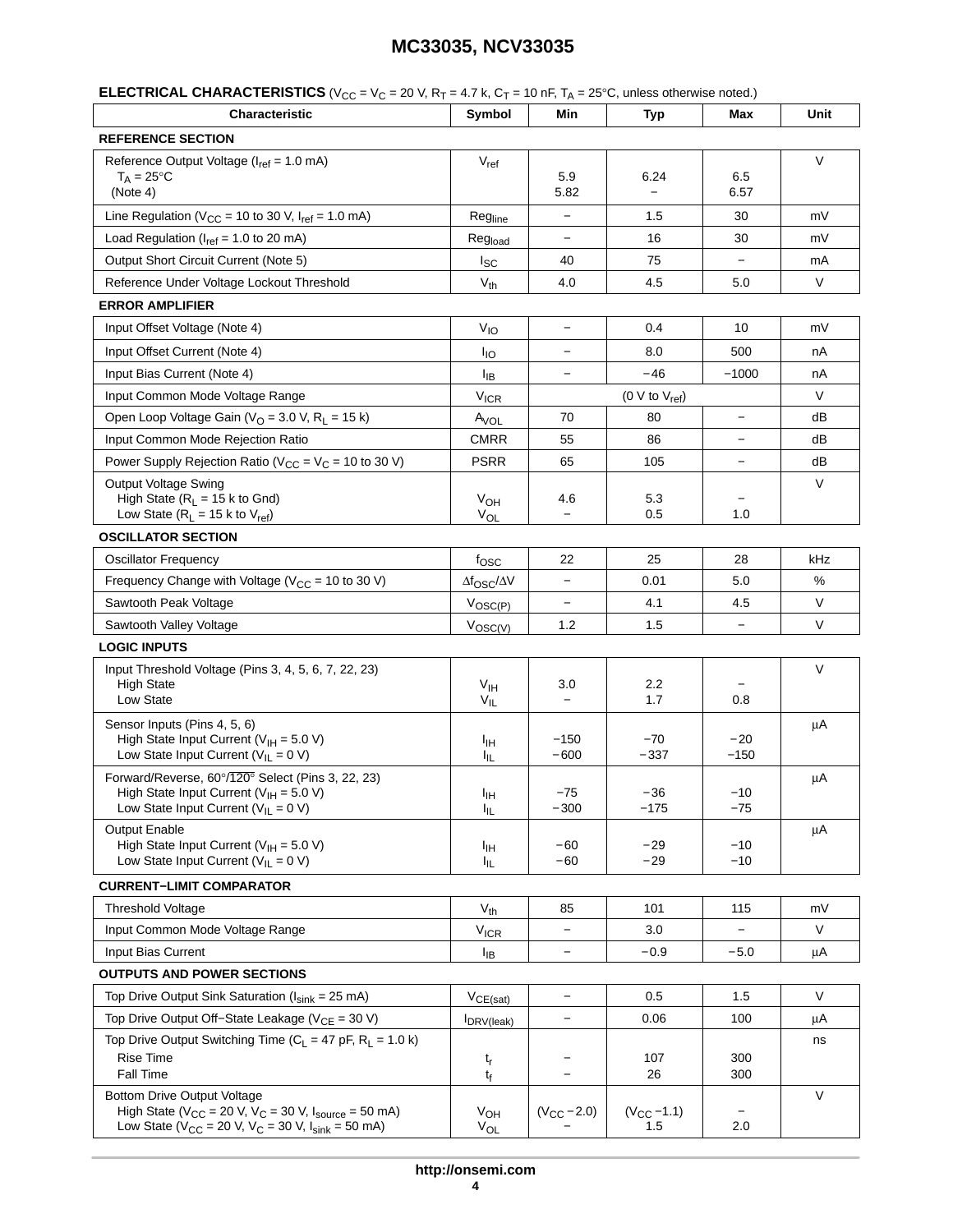**ELECTRICAL CHARACTERISTICS** ($V_{CC}$ = $V_C$ = 20 V, $R_T$ = 4.7 k, $C_T$ = 10 nF, $T_A$ = 25°C, unless otherwise noted.)

| Characteristic | Symbol | Min | Typ | Max | Unit |
|---|---|---|---|---|---|
| **REFERENCE SECTION** | | | | | |
| Reference Output Voltage ($I_{ref}$ = 1.0 mA)<br>$T_A$ = 25°C<br>(Note 4) | $V_{ref}$ | <br>5.9<br>5.82 | <br>6.24<br>− | <br>6.5<br>6.57 | V |
| Line Regulation ($V_{CC}$ = 10 to 30 V, $I_{ref}$ = 1.0 mA) | $Reg_{line}$ | − | 1.5 | 30 | mV |
| Load Regulation ($I_{ref}$ = 1.0 to 20 mA) | $Reg_{load}$ | − | 16 | 30 | mV |
| Output Short Circuit Current (Note 5) | $I_{SC}$ | 40 | 75 | − | mA |
| Reference Under Voltage Lockout Threshold | $V_{th}$ | 4.0 | 4.5 | 5.0 | V |
| **ERROR AMPLIFIER** | | | | | |
| Input Offset Voltage (Note 4) | $V_{IO}$ | − | 0.4 | 10 | mV |
| Input Offset Current (Note 4) | $I_{IO}$ | − | 8.0 | 500 | nA |
| Input Bias Current (Note 4) | $I_{IB}$ | − | −46 | −1000 | nA |
| Input Common Mode Voltage Range | $V_{ICR}$ | | (0 V to $V_{ref}$) | | V |
| Open Loop Voltage Gain ($V_O$ = 3.0 V, $R_L$ = 15 k) | $A_{VOL}$ | 70 | 80 | − | dB |
| Input Common Mode Rejection Ratio | CMRR | 55 | 86 | − | dB |
| Power Supply Rejection Ratio ($V_{CC}$ = $V_C$ = 10 to 30 V) | PSRR | 65 | 105 | − | dB |
| Output Voltage Swing<br>High State ($R_L$ = 15 k to Gnd)<br>Low State ($R_L$ = 15 k to $V_{ref}$) | <br>$V_{OH}$<br>$V_{OL}$ | <br>4.6<br>− | <br>5.3<br>0.5 | <br>−<br>1.0 | V |
| **OSCILLATOR SECTION** | | | | | |
| Oscillator Frequency | $f_{OSC}$ | 22 | 25 | 28 | kHz |
| Frequency Change with Voltage ($V_{CC}$ = 10 to 30 V) | $\Delta f_{OSC}/\Delta V$ | − | 0.01 | 5.0 | % |
| Sawtooth Peak Voltage | $V_{OSC(P)}$ | − | 4.1 | 4.5 | V |
| Sawtooth Valley Voltage | $V_{OSC(V)}$ | 1.2 | 1.5 | − | V |
| **LOGIC INPUTS** | | | | | |
| Input Threshold Voltage (Pins 3, 4, 5, 6, 7, 22, 23)<br>High State<br>Low State | <br>$V_{IH}$<br>$V_{IL}$ | <br>3.0<br>− | <br>2.2<br>1.7 | <br>−<br>0.8 | V |
| Sensor Inputs (Pins 4, 5, 6)<br>High State Input Current ($V_{IH}$ = 5.0 V)<br>Low State Input Current ($V_{IL}$ = 0 V) | <br>$I_{IH}$<br>$I_{IL}$ | <br>−150<br>−600 | <br>−70<br>−337 | <br>−20<br>−150 | μA |
| Forward/Reverse, 60°/$\overline{120°}$ Select (Pins 3, 22, 23)<br>High State Input Current ($V_{IH}$ = 5.0 V)<br>Low State Input Current ($V_{IL}$ = 0 V) | <br>$I_{IH}$<br>$I_{IL}$ | <br>−75<br>−300 | <br>−36<br>−175 | <br>−10<br>−75 | μA |
| Output Enable<br>High State Input Current ($V_{IH}$ = 5.0 V)<br>Low State Input Current ($V_{IL}$ = 0 V) | <br>$I_{IH}$<br>$I_{IL}$ | <br>−60<br>−60 | <br>−29<br>−29 | <br>−10<br>−10 | μA |
| **CURRENT−LIMIT COMPARATOR** | | | | | |
| Threshold Voltage | $V_{th}$ | 85 | 101 | 115 | mV |
| Input Common Mode Voltage Range | $V_{ICR}$ | − | 3.0 | − | V |
| Input Bias Current | $I_{IB}$ | − | −0.9 | −5.0 | μA |
| **OUTPUTS AND POWER SECTIONS** | | | | | |
| Top Drive Output Sink Saturation ($I_{sink}$ = 25 mA) | $V_{CE(sat)}$ | − | 0.5 | 1.5 | V |
| Top Drive Output Off−State Leakage ($V_{CE}$ = 30 V) | $I_{DRV(leak)}$ | − | 0.06 | 100 | μA |
| Top Drive Output Switching Time ($C_L$ = 47 pF, $R_L$ = 1.0 k)<br>Rise Time<br>Fall Time | <br>$t_r$<br>$t_f$ | <br>−<br>− | <br>107<br>26 | <br>300<br>300 | ns |
| Bottom Drive Output Voltage<br>High State ($V_{CC}$ = 20 V, $V_C$ = 30 V, $I_{source}$ = 50 mA)<br>Low State ($V_{CC}$ = 20 V, $V_C$ = 30 V, $I_{sink}$ = 50 mA) | <br>$V_{OH}$<br>$V_{OL}$ | <br>($V_{CC}$ − 2.0)<br>− | <br>($V_{CC}$ − 1.1)<br>1.5 | <br>−<br>2.0 | V |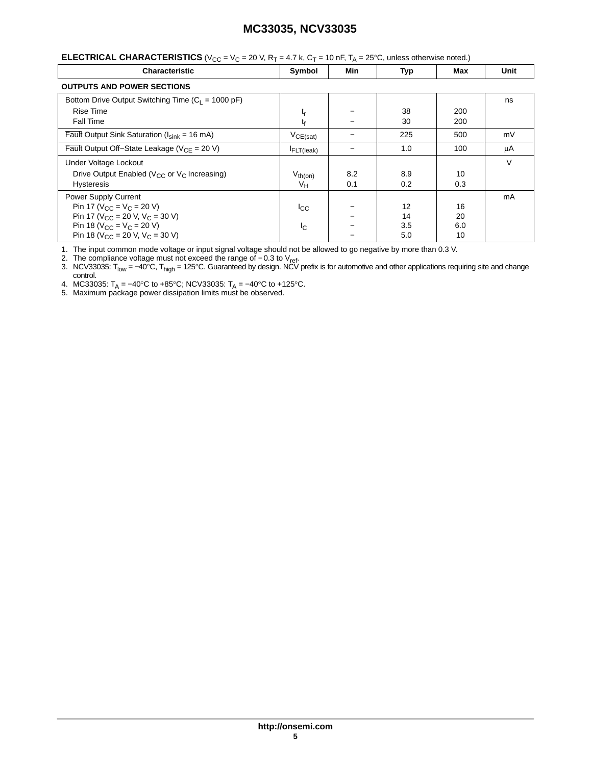**ELECTRICAL CHARACTERISTICS** ($V_{CC}$ = $V_C$ = 20 V, $R_T$ = 4.7 k, $C_T$ = 10 nF, $T_A$ = 25°C, unless otherwise noted.)

| Characteristic | Symbol | Min | Typ | Max | Unit |
|---|---|---|---|---|---|
| **OUTPUTS AND POWER SECTIONS** | | | | | |
| Bottom Drive Output Switching Time ($C_L$ = 1000 pF) | | | | | ns |
| Rise Time | $t_r$ | − | 38 | 200 | |
| Fall Time | $t_f$ | − | 30 | 200 | |
| $\overline{\text{Fault}}$ Output Sink Saturation ($I_{sink}$ = 16 mA) | $V_{CE(sat)}$ | − | 225 | 500 | mV |
| $\overline{\text{Fault}}$ Output Off−State Leakage ($V_{CE}$ = 20 V) | $I_{FLT(leak)}$ | − | 1.0 | 100 | μA |
| Under Voltage Lockout | | | | | V |
| Drive Output Enabled ($V_{CC}$ or $V_C$ Increasing) | $V_{th(on)}$ | 8.2 | 8.9 | 10 | |
| Hysteresis | $V_H$ | 0.1 | 0.2 | 0.3 | |
| Power Supply Current | | | | | mA |
| Pin 17 ($V_{CC}$ = $V_C$ = 20 V) | $I_{CC}$ | − | 12 | 16 | |
| Pin 17 ($V_{CC}$ = 20 V, $V_C$ = 30 V) | | − | 14 | 20 | |
| Pin 18 ($V_{CC}$ = $V_C$ = 20 V) | $I_C$ | − | 3.5 | 6.0 | |
| Pin 18 ($V_{CC}$ = 20 V, $V_C$ = 30 V) | | − | 5.0 | 10 | |

1. The input common mode voltage or input signal voltage should not be allowed to go negative by more than 0.3 V.
2. The compliance voltage must not exceed the range of −0.3 to $V_{ref}$.
3. NCV33035: $T_{low}$ = −40°C, $T_{high}$ = 125°C. Guaranteed by design. NCV prefix is for automotive and other applications requiring site and change control.
4. MC33035: $T_A$ = −40°C to +85°C; NCV33035: $T_A$ = −40°C to +125°C.
5. Maximum package power dissipation limits must be observed.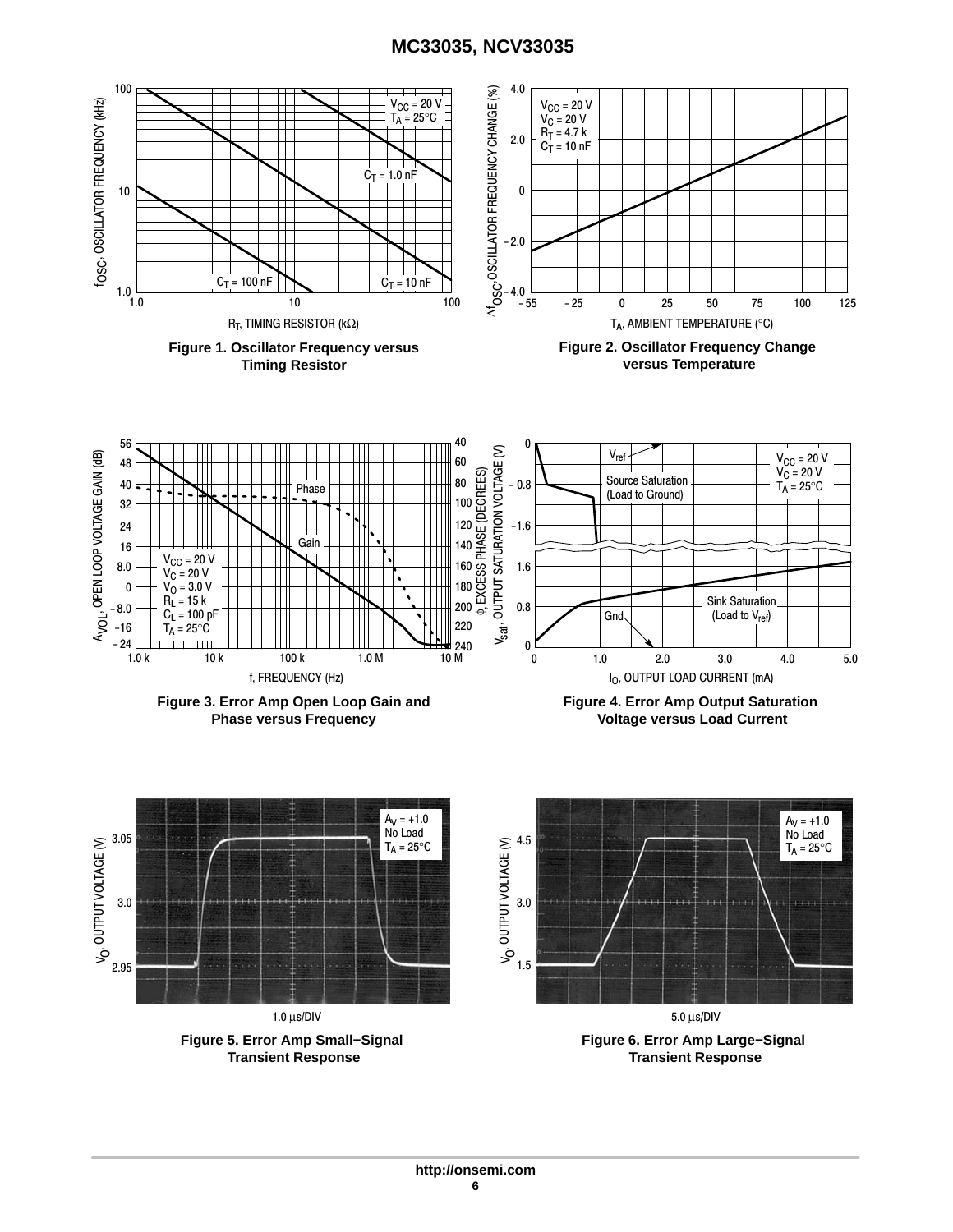Figure 1. Oscillator Frequency versus Timing Resistor

Figure 2. Oscillator Frequency Change versus Temperature

Figure 3. Error Amp Open Loop Gain and Phase versus Frequency

Figure 4. Error Amp Output Saturation Voltage versus Load Current

Figure 5. Error Amp Small−Signal Transient Response

Figure 6. Error Amp Large−Signal Transient Response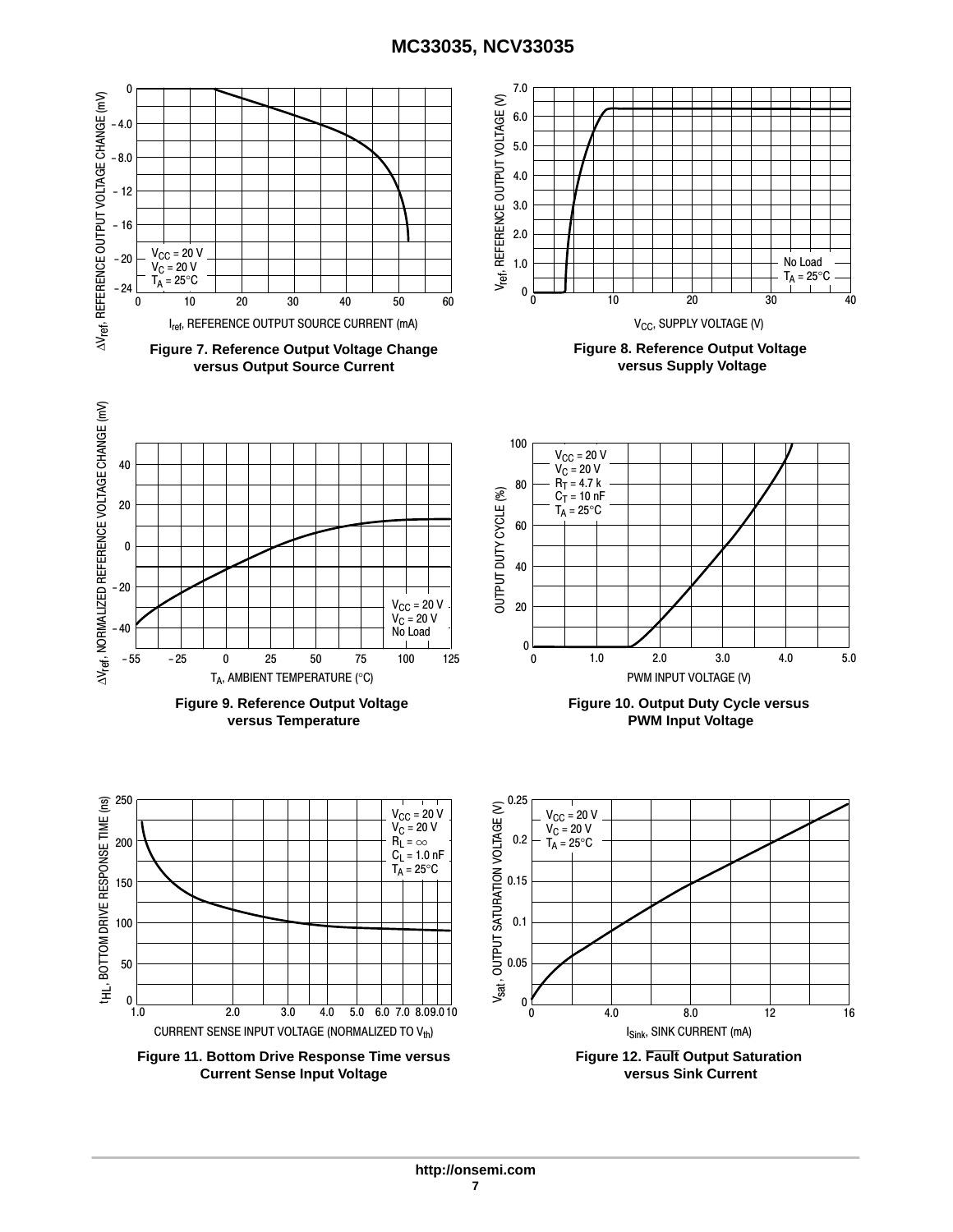**Figure 7. Reference Output Voltage Change versus Output Source Current**

**Figure 8. Reference Output Voltage versus Supply Voltage**

**Figure 9. Reference Output Voltage versus Temperature**

**Figure 10. Output Duty Cycle versus PWM Input Voltage**

**Figure 11. Bottom Drive Response Time versus Current Sense Input Voltage**

**Figure 12. $\overline{\text{Fault}}$ Output Saturation versus Sink Current**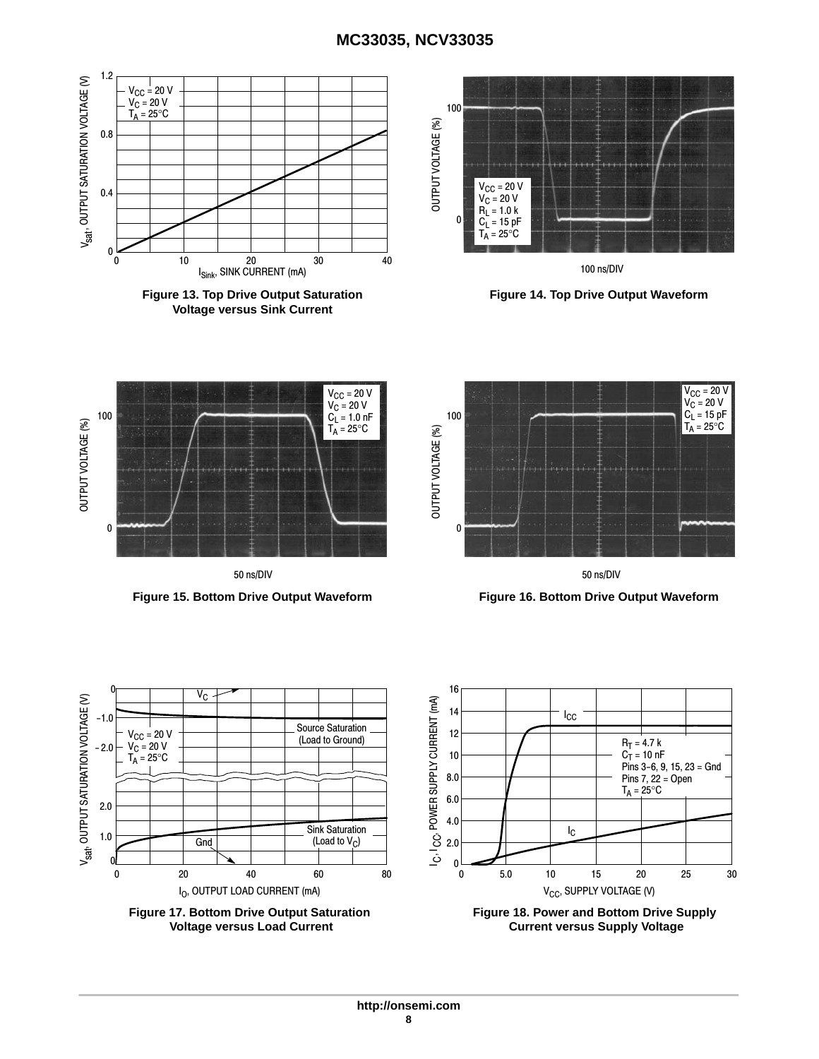Figure 13. Top Drive Output Saturation Voltage versus Sink Current

Figure 14. Top Drive Output Waveform

Figure 15. Bottom Drive Output Waveform

Figure 16. Bottom Drive Output Waveform

Figure 17. Bottom Drive Output Saturation Voltage versus Load Current

Figure 18. Power and Bottom Drive Supply Current versus Supply Voltage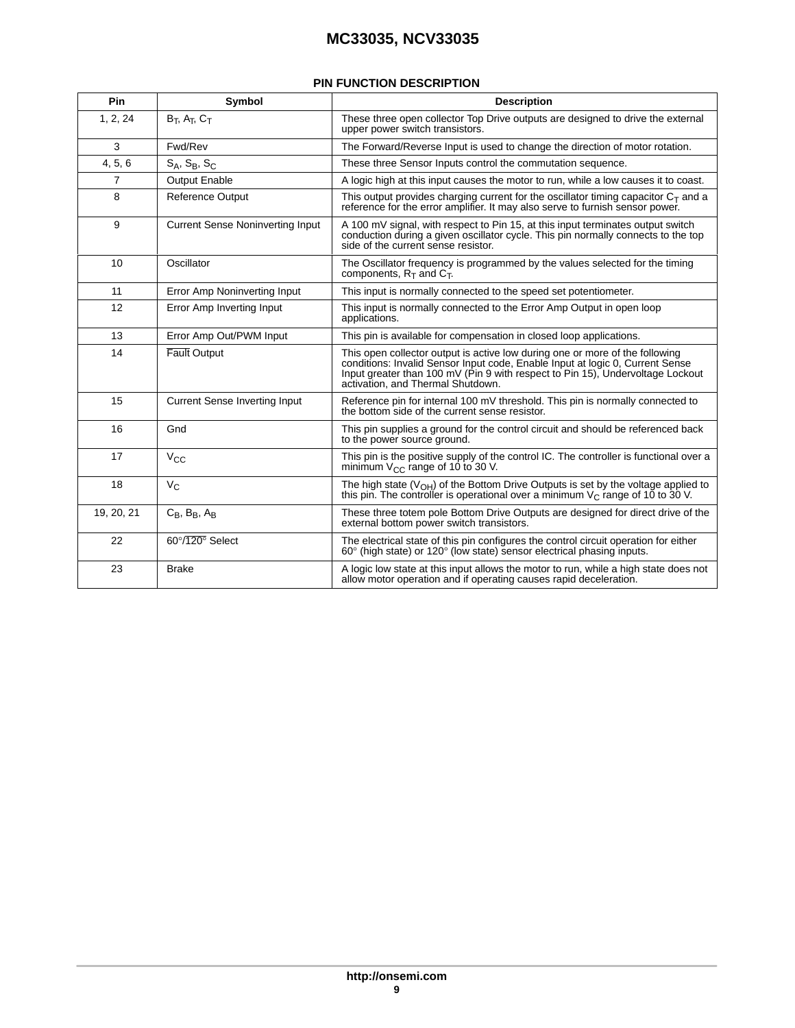## PIN FUNCTION DESCRIPTION

| Pin | Symbol | Description |
|---|---|---|
| 1, 2, 24 | $B_T$, $A_T$, $C_T$ | These three open collector Top Drive outputs are designed to drive the external upper power switch transistors. |
| 3 | Fwd/Rev | The Forward/Reverse Input is used to change the direction of motor rotation. |
| 4, 5, 6 | $S_A$, $S_B$, $S_C$ | These three Sensor Inputs control the commutation sequence. |
| 7 | Output Enable | A logic high at this input causes the motor to run, while a low causes it to coast. |
| 8 | Reference Output | This output provides charging current for the oscillator timing capacitor $C_T$ and a reference for the error amplifier. It may also serve to furnish sensor power. |
| 9 | Current Sense Noninverting Input | A 100 mV signal, with respect to Pin 15, at this input terminates output switch conduction during a given oscillator cycle. This pin normally connects to the top side of the current sense resistor. |
| 10 | Oscillator | The Oscillator frequency is programmed by the values selected for the timing components, $R_T$ and $C_T$. |
| 11 | Error Amp Noninverting Input | This input is normally connected to the speed set potentiometer. |
| 12 | Error Amp Inverting Input | This input is normally connected to the Error Amp Output in open loop applications. |
| 13 | Error Amp Out/PWM Input | This pin is available for compensation in closed loop applications. |
| 14 | $\overline{\text{Fault}}$ Output | This open collector output is active low during one or more of the following conditions: Invalid Sensor Input code, Enable Input at logic 0, Current Sense Input greater than 100 mV (Pin 9 with respect to Pin 15), Undervoltage Lockout activation, and Thermal Shutdown. |
| 15 | Current Sense Inverting Input | Reference pin for internal 100 mV threshold. This pin is normally connected to the bottom side of the current sense resistor. |
| 16 | Gnd | This pin supplies a ground for the control circuit and should be referenced back to the power source ground. |
| 17 | $V_{CC}$ | This pin is the positive supply of the control IC. The controller is functional over a minimum $V_{CC}$ range of 10 to 30 V. |
| 18 | $V_C$ | The high state ($V_{OH}$) of the Bottom Drive Outputs is set by the voltage applied to this pin. The controller is operational over a minimum $V_C$ range of 10 to 30 V. |
| 19, 20, 21 | $C_B$, $B_B$, $A_B$ | These three totem pole Bottom Drive Outputs are designed for direct drive of the external bottom power switch transistors. |
| 22 | $60°/\overline{120°}$ Select | The electrical state of this pin configures the control circuit operation for either 60° (high state) or 120° (low state) sensor electrical phasing inputs. |
| 23 | Brake | A logic low state at this input allows the motor to run, while a high state does not allow motor operation and if operating causes rapid deceleration. |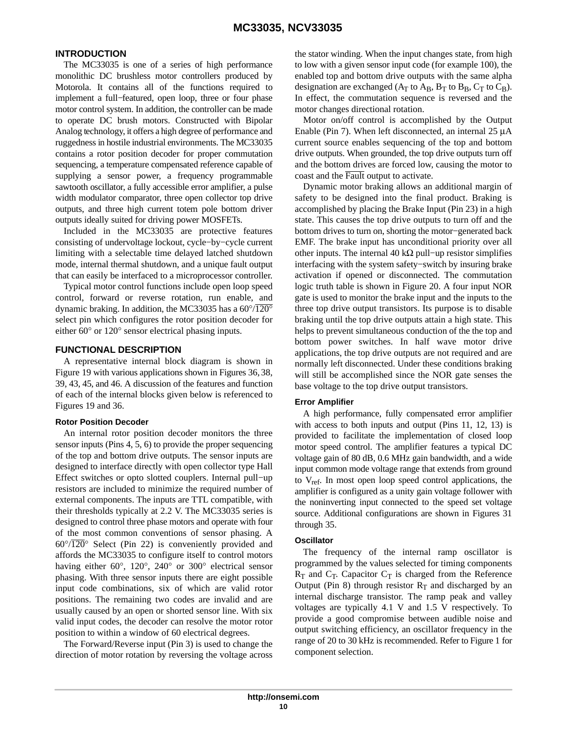## INTRODUCTION

The MC33035 is one of a series of high performance monolithic DC brushless motor controllers produced by Motorola. It contains all of the functions required to implement a full−featured, open loop, three or four phase motor control system. In addition, the controller can be made to operate DC brush motors. Constructed with Bipolar Analog technology, it offers a high degree of performance and ruggedness in hostile industrial environments. The MC33035 contains a rotor position decoder for proper commutation sequencing, a temperature compensated reference capable of supplying a sensor power, a frequency programmable sawtooth oscillator, a fully accessible error amplifier, a pulse width modulator comparator, three open collector top drive outputs, and three high current totem pole bottom driver outputs ideally suited for driving power MOSFETs.

Included in the MC33035 are protective features consisting of undervoltage lockout, cycle−by−cycle current limiting with a selectable time delayed latched shutdown mode, internal thermal shutdown, and a unique fault output that can easily be interfaced to a microprocessor controller.

Typical motor control functions include open loop speed control, forward or reverse rotation, run enable, and dynamic braking. In addition, the MC33035 has a $60°/\overline{120°}$ select pin which configures the rotor position decoder for either 60° or 120° sensor electrical phasing inputs.

## FUNCTIONAL DESCRIPTION

A representative internal block diagram is shown in Figure 19 with various applications shown in Figures 36, 38, 39, 43, 45, and 46. A discussion of the features and function of each of the internal blocks given below is referenced to Figures 19 and 36.

### Rotor Position Decoder

An internal rotor position decoder monitors the three sensor inputs (Pins 4, 5, 6) to provide the proper sequencing of the top and bottom drive outputs. The sensor inputs are designed to interface directly with open collector type Hall Effect switches or opto slotted couplers. Internal pull−up resistors are included to minimize the required number of external components. The inputs are TTL compatible, with their thresholds typically at 2.2 V. The MC33035 series is designed to control three phase motors and operate with four of the most common conventions of sensor phasing. A $60°/\overline{120°}$ Select (Pin 22) is conveniently provided and affords the MC33035 to configure itself to control motors having either 60°, 120°, 240° or 300° electrical sensor phasing. With three sensor inputs there are eight possible input code combinations, six of which are valid rotor positions. The remaining two codes are invalid and are usually caused by an open or shorted sensor line. With six valid input codes, the decoder can resolve the motor rotor position to within a window of 60 electrical degrees.

The Forward/Reverse input (Pin 3) is used to change the direction of motor rotation by reversing the voltage across the stator winding. When the input changes state, from high to low with a given sensor input code (for example 100), the enabled top and bottom drive outputs with the same alpha designation are exchanged ($A_T$ to $A_B$, $B_T$ to $B_B$, $C_T$ to $C_B$). In effect, the commutation sequence is reversed and the motor changes directional rotation.

Motor on/off control is accomplished by the Output Enable (Pin 7). When left disconnected, an internal 25 μA current source enables sequencing of the top and bottom drive outputs. When grounded, the top drive outputs turn off and the bottom drives are forced low, causing the motor to coast and the $\overline{\text{Fault}}$ output to activate.

Dynamic motor braking allows an additional margin of safety to be designed into the final product. Braking is accomplished by placing the Brake Input (Pin 23) in a high state. This causes the top drive outputs to turn off and the bottom drives to turn on, shorting the motor−generated back EMF. The brake input has unconditional priority over all other inputs. The internal 40 kΩ pull−up resistor simplifies interfacing with the system safety−switch by insuring brake activation if opened or disconnected. The commutation logic truth table is shown in Figure 20. A four input NOR gate is used to monitor the brake input and the inputs to the three top drive output transistors. Its purpose is to disable braking until the top drive outputs attain a high state. This helps to prevent simultaneous conduction of the the top and bottom power switches. In half wave motor drive applications, the top drive outputs are not required and are normally left disconnected. Under these conditions braking will still be accomplished since the NOR gate senses the base voltage to the top drive output transistors.

### Error Amplifier

A high performance, fully compensated error amplifier with access to both inputs and output (Pins 11, 12, 13) is provided to facilitate the implementation of closed loop motor speed control. The amplifier features a typical DC voltage gain of 80 dB, 0.6 MHz gain bandwidth, and a wide input common mode voltage range that extends from ground to $V_{ref}$. In most open loop speed control applications, the amplifier is configured as a unity gain voltage follower with the noninverting input connected to the speed set voltage source. Additional configurations are shown in Figures 31 through 35.

### Oscillator

The frequency of the internal ramp oscillator is programmed by the values selected for timing components $R_T$ and $C_T$. Capacitor $C_T$ is charged from the Reference Output (Pin 8) through resistor $R_T$ and discharged by an internal discharge transistor. The ramp peak and valley voltages are typically 4.1 V and 1.5 V respectively. To provide a good compromise between audible noise and output switching efficiency, an oscillator frequency in the range of 20 to 30 kHz is recommended. Refer to Figure 1 for component selection.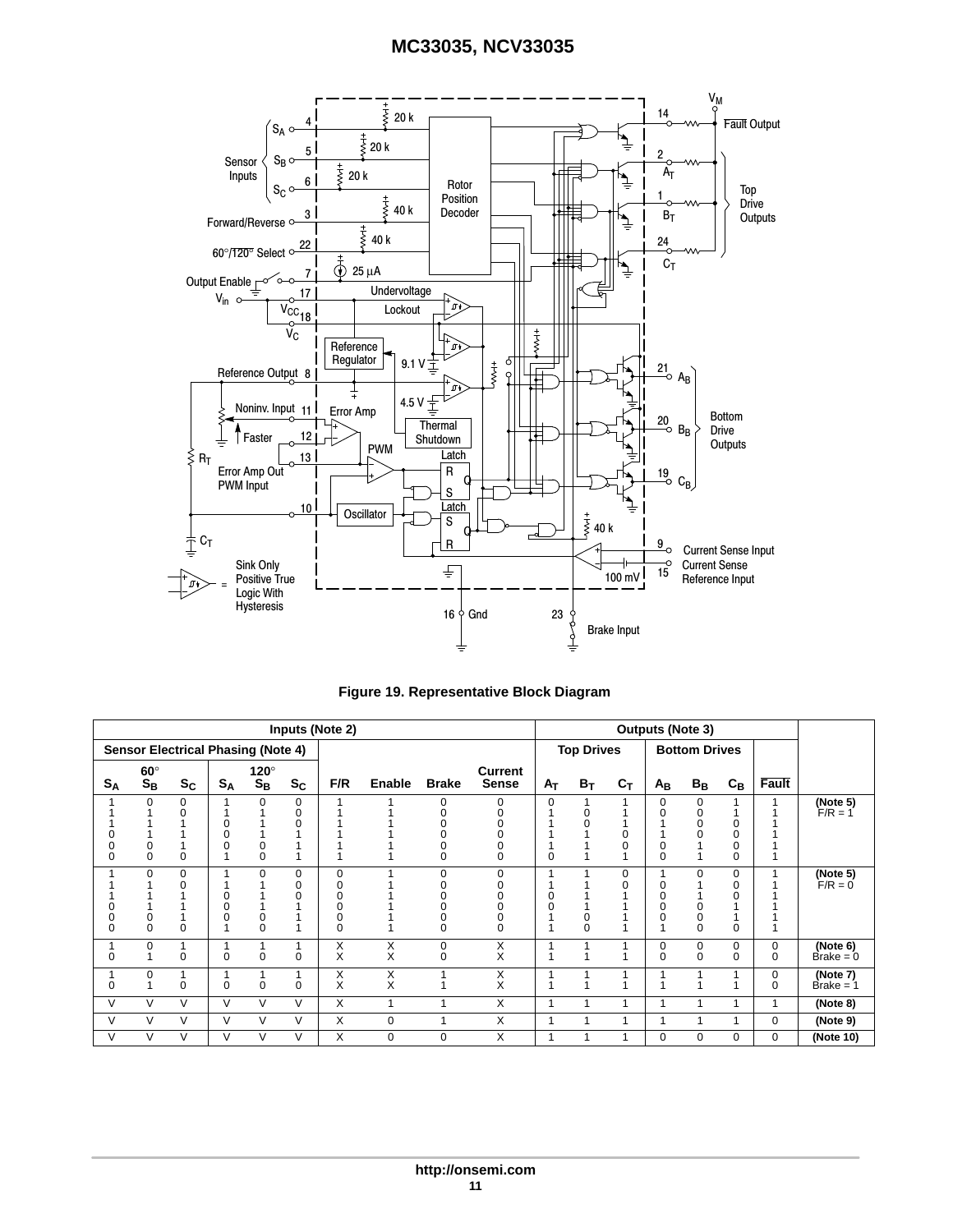**Figure 19. Representative Block Diagram**

| Inputs (Note 2) | | | | | | | | | | Outputs (Note 3) | | | | | | | |
|---|---|---|---|---|---|---|---|---|---|---|---|---|---|---|---|---|---|
| Sensor Electrical Phasing (Note 4) | | | | | | | | | | Top Drives | | | Bottom Drives | | | | |
| 60° | | | 120° | | | | | | | | | | | | | | |
| $S_A$ | $S_B$ | $S_C$ | $S_A$ | $S_B$ | $S_C$ | F/R | Enable | Brake | Current Sense | $A_T$ | $B_T$ | $C_T$ | $A_B$ | $B_B$ | $C_B$ | $\overline{Fault}$ | |
| 1 | 0 | 0 | 1 | 0 | 0 | 1 | 1 | 0 | 0 | 0 | 1 | 1 | 0 | 0 | 1 | 1 | (Note 5) F/R = 1 |
| 1 | 1 | 0 | 1 | 1 | 0 | 1 | 1 | 0 | 0 | 1 | 0 | 1 | 0 | 0 | 1 | 1 | |
| 1 | 1 | 1 | 0 | 1 | 0 | 1 | 1 | 0 | 0 | 1 | 0 | 1 | 1 | 0 | 0 | 1 | |
| 0 | 1 | 1 | 0 | 1 | 1 | 1 | 1 | 0 | 0 | 1 | 1 | 0 | 1 | 0 | 0 | 1 | |
| 0 | 0 | 1 | 0 | 0 | 1 | 1 | 1 | 0 | 0 | 1 | 1 | 0 | 0 | 1 | 0 | 1 | |
| 0 | 0 | 0 | 1 | 0 | 1 | 1 | 1 | 0 | 0 | 0 | 1 | 1 | 0 | 1 | 0 | 1 | |
| 1 | 0 | 0 | 1 | 0 | 0 | 0 | 1 | 0 | 0 | 1 | 1 | 0 | 1 | 0 | 0 | 1 | (Note 5) F/R = 0 |
| 1 | 1 | 0 | 1 | 1 | 0 | 0 | 1 | 0 | 0 | 1 | 1 | 0 | 0 | 1 | 0 | 1 | |
| 1 | 1 | 1 | 0 | 1 | 0 | 0 | 1 | 0 | 0 | 0 | 1 | 1 | 0 | 1 | 0 | 1 | |
| 0 | 1 | 1 | 0 | 1 | 1 | 0 | 1 | 0 | 0 | 0 | 1 | 1 | 0 | 0 | 1 | 1 | |
| 0 | 0 | 1 | 0 | 0 | 1 | 0 | 1 | 0 | 0 | 1 | 0 | 1 | 0 | 0 | 1 | 1 | |
| 0 | 0 | 0 | 1 | 0 | 1 | 0 | 1 | 0 | 0 | 1 | 0 | 1 | 1 | 0 | 0 | 1 | |
| 1 | 0 | 1 | 1 | 1 | 1 | X | X | 0 | X | 1 | 1 | 1 | 0 | 0 | 0 | 0 | (Note 6) Brake = 0 |
| 0 | 1 | 0 | 0 | 0 | 0 | X | X | 0 | X | 1 | 1 | 1 | 0 | 0 | 0 | 0 | |
| 1 | 0 | 1 | 1 | 1 | 1 | X | X | 1 | X | 1 | 1 | 1 | 1 | 1 | 1 | 0 | (Note 7) Brake = 1 |
| 0 | 1 | 0 | 0 | 0 | 0 | X | X | 1 | X | 1 | 1 | 1 | 1 | 1 | 1 | 0 | |
| V | V | V | V | V | V | X | 1 | 1 | X | 1 | 1 | 1 | 1 | 1 | 1 | 1 | (Note 8) |
| V | V | V | V | V | V | X | 0 | 1 | X | 1 | 1 | 1 | 1 | 1 | 1 | 0 | (Note 9) |
| V | V | V | V | V | V | X | 0 | 0 | X | 1 | 1 | 1 | 0 | 0 | 0 | 0 | (Note 10) |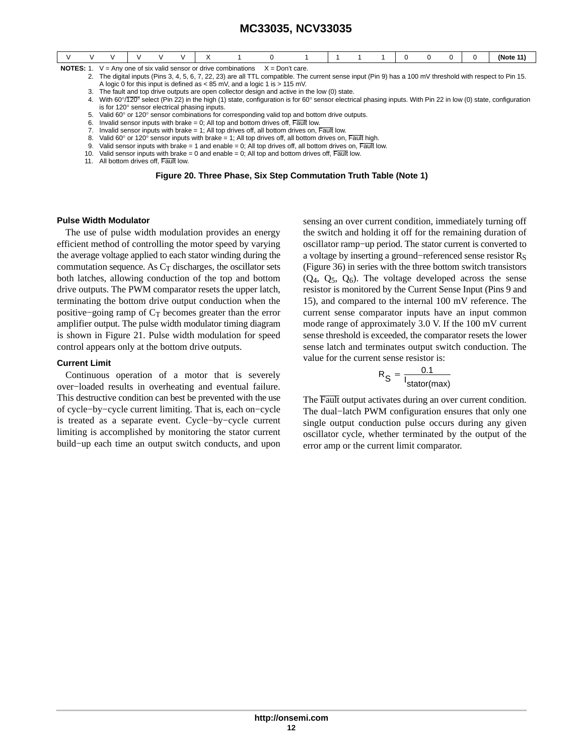| V | V | V | V | V | V | X | 1 | 0 | 1 | 1 | 1 | 1 | 0 | 0 | 0 | 0 | **(Note 11)** |
|---|---|---|---|---|---|---|---|---|---|---|---|---|---|---|---|---|---|

**NOTES:**
1. V = Any one of six valid sensor or drive combinations  X = Don't care.
2. The digital inputs (Pins 3, 4, 5, 6, 7, 22, 23) are all TTL compatible. The current sense input (Pin 9) has a 100 mV threshold with respect to Pin 15. A logic 0 for this input is defined as < 85 mV, and a logic 1 is > 115 mV.
3. The fault and top drive outputs are open collector design and active in the low (0) state.
4. With 60°/$\overline{120°}$ select (Pin 22) in the high (1) state, configuration is for 60° sensor electrical phasing inputs. With Pin 22 in low (0) state, configuration is for 120° sensor electrical phasing inputs.
5. Valid 60° or 120° sensor combinations for corresponding valid top and bottom drive outputs.
6. Invalid sensor inputs with brake = 0; All top and bottom drives off, $\overline{\text{Fault}}$ low.
7. Invalid sensor inputs with brake = 1; All top drives off, all bottom drives on, $\overline{\text{Fault}}$ low.
8. Valid 60° or 120° sensor inputs with brake = 1; All top drives off, all bottom drives on, $\overline{\text{Fault}}$ high.
9. Valid sensor inputs with brake = 1 and enable = 0; All top drives off, all bottom drives on, $\overline{\text{Fault}}$ low.
10. Valid sensor inputs with brake = 0 and enable = 0; All top and bottom drives off, $\overline{\text{Fault}}$ low.
11. All bottom drives off, $\overline{\text{Fault}}$ low.

**Figure 20. Three Phase, Six Step Commutation Truth Table (Note 1)**

### Pulse Width Modulator

The use of pulse width modulation provides an energy efficient method of controlling the motor speed by varying the average voltage applied to each stator winding during the commutation sequence. As $C_T$ discharges, the oscillator sets both latches, allowing conduction of the top and bottom drive outputs. The PWM comparator resets the upper latch, terminating the bottom drive output conduction when the positive−going ramp of $C_T$ becomes greater than the error amplifier output. The pulse width modulator timing diagram is shown in Figure 21. Pulse width modulation for speed control appears only at the bottom drive outputs.

### Current Limit

Continuous operation of a motor that is severely over−loaded results in overheating and eventual failure. This destructive condition can best be prevented with the use of cycle−by−cycle current limiting. That is, each on−cycle is treated as a separate event. Cycle−by−cycle current limiting is accomplished by monitoring the stator current build−up each time an output switch conducts, and upon sensing an over current condition, immediately turning off the switch and holding it off for the remaining duration of oscillator ramp−up period. The stator current is converted to a voltage by inserting a ground−referenced sense resistor $R_S$ (Figure 36) in series with the three bottom switch transistors ($Q_4$, $Q_5$, $Q_6$). The voltage developed across the sense resistor is monitored by the Current Sense Input (Pins 9 and 15), and compared to the internal 100 mV reference. The current sense comparator inputs have an input common mode range of approximately 3.0 V. If the 100 mV current sense threshold is exceeded, the comparator resets the lower sense latch and terminates output switch conduction. The value for the current sense resistor is:

$$R_S = \frac{0.1}{I_{stator(max)}}$$

The $\overline{\text{Fault}}$ output activates during an over current condition. The dual−latch PWM configuration ensures that only one single output conduction pulse occurs during any given oscillator cycle, whether terminated by the output of the error amp or the current limit comparator.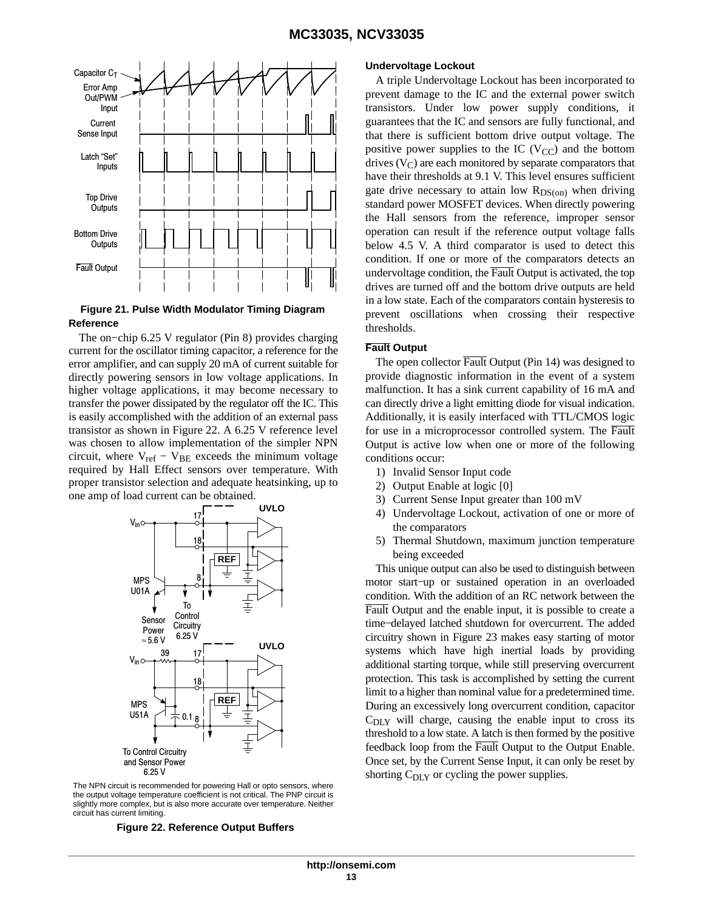**Figure 21. Pulse Width Modulator Timing Diagram**

### Reference

The on−chip 6.25 V regulator (Pin 8) provides charging current for the oscillator timing capacitor, a reference for the error amplifier, and can supply 20 mA of current suitable for directly powering sensors in low voltage applications. In higher voltage applications, it may become necessary to transfer the power dissipated by the regulator off the IC. This is easily accomplished with the addition of an external pass transistor as shown in Figure 22. A 6.25 V reference level was chosen to allow implementation of the simpler NPN circuit, where $V_{ref}$ − $V_{BE}$ exceeds the minimum voltage required by Hall Effect sensors over temperature. With proper transistor selection and adequate heatsinking, up to one amp of load current can be obtained.

The NPN circuit is recommended for powering Hall or opto sensors, where the output voltage temperature coefficient is not critical. The PNP circuit is slightly more complex, but is also more accurate over temperature. Neither circuit has current limiting.

**Figure 22. Reference Output Buffers**

### Undervoltage Lockout

A triple Undervoltage Lockout has been incorporated to prevent damage to the IC and the external power switch transistors. Under low power supply conditions, it guarantees that the IC and sensors are fully functional, and that there is sufficient bottom drive output voltage. The positive power supplies to the IC ($V_{CC}$) and the bottom drives ($V_C$) are each monitored by separate comparators that have their thresholds at 9.1 V. This level ensures sufficient gate drive necessary to attain low $R_{DS(on)}$ when driving standard power MOSFET devices. When directly powering the Hall sensors from the reference, improper sensor operation can result if the reference output voltage falls below 4.5 V. A third comparator is used to detect this condition. If one or more of the comparators detects an undervoltage condition, the $\overline{\text{Fault}}$ Output is activated, the top drives are turned off and the bottom drive outputs are held in a low state. Each of the comparators contain hysteresis to prevent oscillations when crossing their respective thresholds.

### $\overline{\text{Fault}}$ Output

The open collector $\overline{\text{Fault}}$ Output (Pin 14) was designed to provide diagnostic information in the event of a system malfunction. It has a sink current capability of 16 mA and can directly drive a light emitting diode for visual indication. Additionally, it is easily interfaced with TTL/CMOS logic for use in a microprocessor controlled system. The $\overline{\text{Fault}}$ Output is active low when one or more of the following conditions occur:

1) Invalid Sensor Input code
2) Output Enable at logic [0]
3) Current Sense Input greater than 100 mV
4) Undervoltage Lockout, activation of one or more of the comparators
5) Thermal Shutdown, maximum junction temperature being exceeded

This unique output can also be used to distinguish between motor start−up or sustained operation in an overloaded condition. With the addition of an RC network between the $\overline{\text{Fault}}$ Output and the enable input, it is possible to create a time−delayed latched shutdown for overcurrent. The added circuitry shown in Figure 23 makes easy starting of motor systems which have high inertial loads by providing additional starting torque, while still preserving overcurrent protection. This task is accomplished by setting the current limit to a higher than nominal value for a predetermined time. During an excessively long overcurrent condition, capacitor $C_{DLY}$ will charge, causing the enable input to cross its threshold to a low state. A latch is then formed by the positive feedback loop from the $\overline{\text{Fault}}$ Output to the Output Enable. Once set, by the Current Sense Input, it can only be reset by shorting $C_{DLY}$ or cycling the power supplies.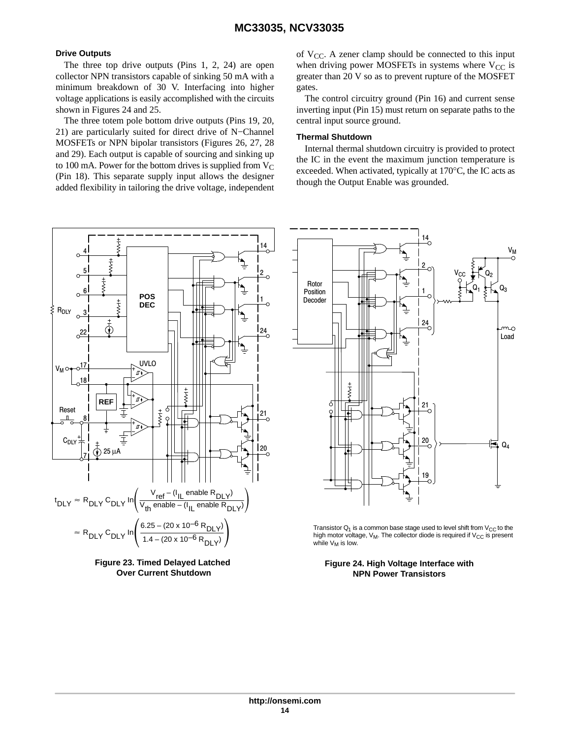### Drive Outputs

The three top drive outputs (Pins 1, 2, 24) are open collector NPN transistors capable of sinking 50 mA with a minimum breakdown of 30 V. Interfacing into higher voltage applications is easily accomplished with the circuits shown in Figures 24 and 25.

The three totem pole bottom drive outputs (Pins 19, 20, 21) are particularly suited for direct drive of N−Channel MOSFETs or NPN bipolar transistors (Figures 26, 27, 28 and 29). Each output is capable of sourcing and sinking up to 100 mA. Power for the bottom drives is supplied from $V_C$ (Pin 18). This separate supply input allows the designer added flexibility in tailoring the drive voltage, independent of $V_{CC}$. A zener clamp should be connected to this input when driving power MOSFETs in systems where $V_{CC}$ is greater than 20 V so as to prevent rupture of the MOSFET gates.

The control circuitry ground (Pin 16) and current sense inverting input (Pin 15) must return on separate paths to the central input source ground.

### Thermal Shutdown

Internal thermal shutdown circuitry is provided to protect the IC in the event the maximum junction temperature is exceeded. When activated, typically at 170°C, the IC acts as though the Output Enable was grounded.

$$t_{DLY} \approx R_{DLY} C_{DLY} \ln\left(\frac{V_{ref} - (I_{IL}\text{ enable } R_{DLY})}{V_{th}\text{ enable} - (I_{IL}\text{ enable } R_{DLY})}\right)$$

$$\approx R_{DLY} C_{DLY} \ln\left(\frac{6.25 - (20 \times 10^{-6} R_{DLY})}{1.4 - (20 \times 10^{-6} R_{DLY})}\right)$$

**Figure 23. Timed Delayed Latched Over Current Shutdown**

Transistor $Q_1$ is a common base stage used to level shift from $V_{CC}$ to the high motor voltage, $V_M$. The collector diode is required if $V_{CC}$ is present while $V_M$ is low.

**Figure 24. High Voltage Interface with NPN Power Transistors**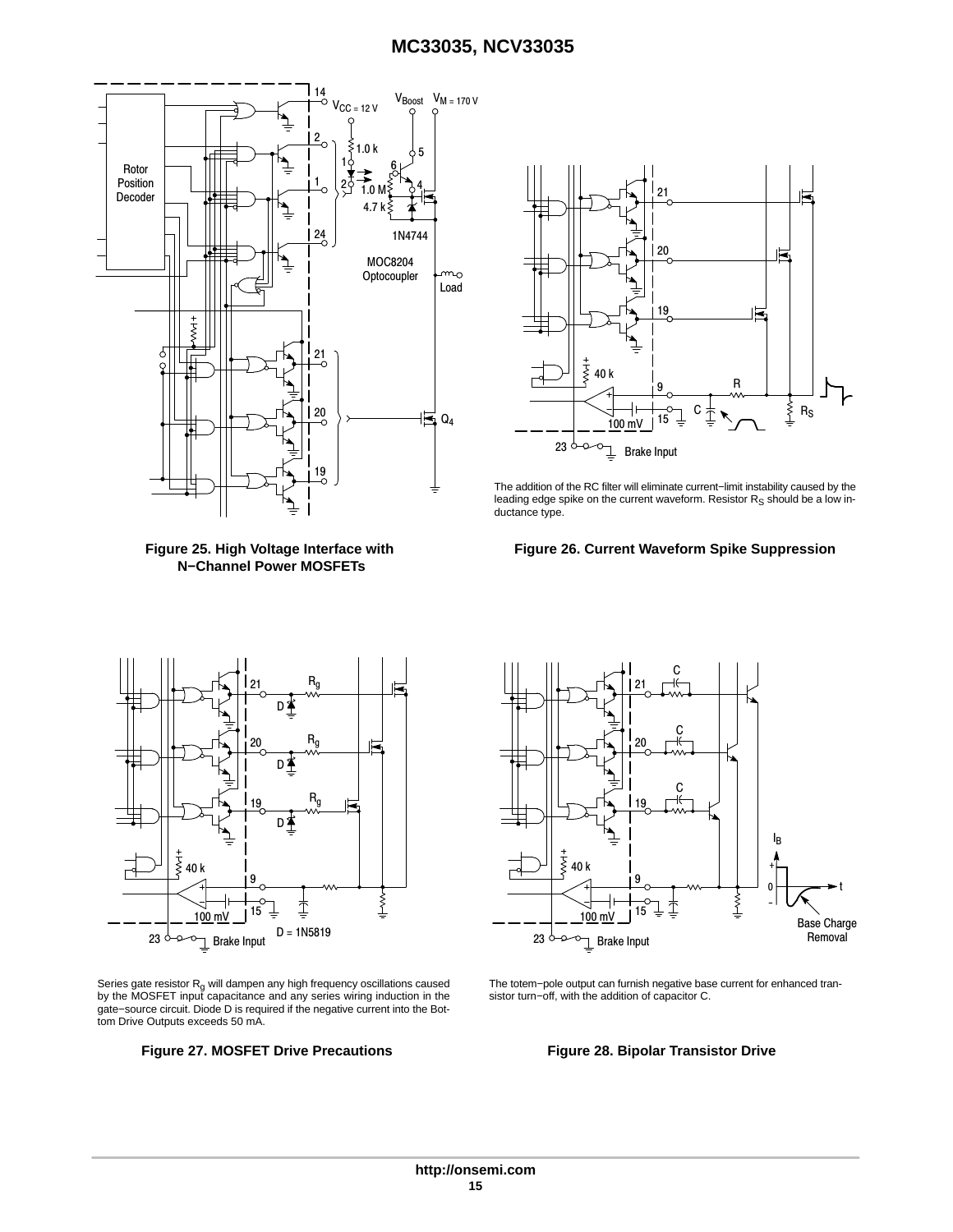The addition of the RC filter will eliminate current−limit instability caused by the leading edge spike on the current waveform. Resistor $R_S$ should be a low inductance type.

**Figure 25. High Voltage Interface with N−Channel Power MOSFETs**

**Figure 26. Current Waveform Spike Suppression**

Series gate resistor $R_g$ will dampen any high frequency oscillations caused by the MOSFET input capacitance and any series wiring induction in the gate−source circuit. Diode D is required if the negative current into the Bottom Drive Outputs exceeds 50 mA.

**Figure 27. MOSFET Drive Precautions**

The totem−pole output can furnish negative base current for enhanced transistor turn−off, with the addition of capacitor C.

**Figure 28. Bipolar Transistor Drive**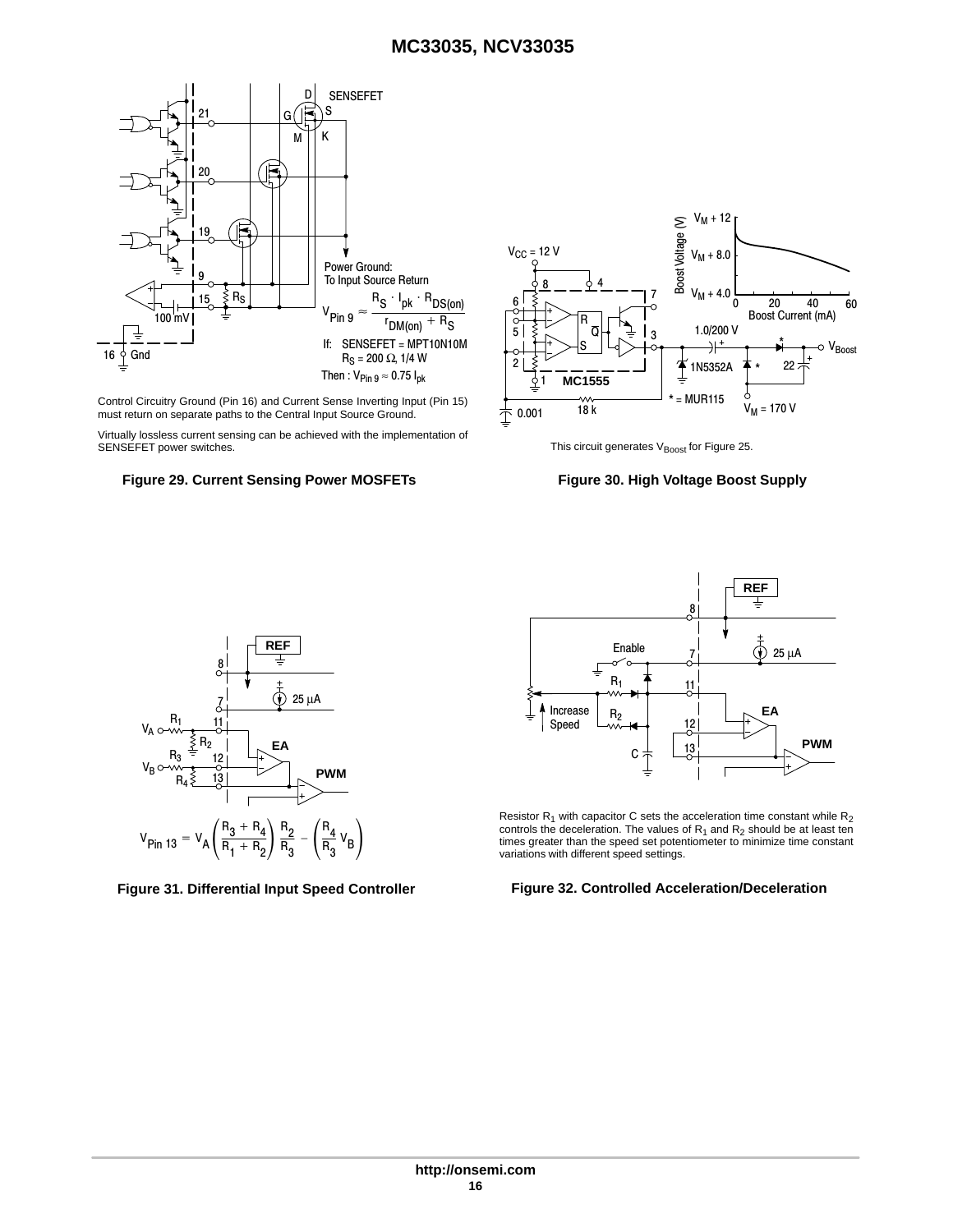Control Circuitry Ground (Pin 16) and Current Sense Inverting Input (Pin 15) must return on separate paths to the Central Input Source Ground.

Virtually lossless current sensing can be achieved with the implementation of SENSEFET power switches.

$$V_{Pin\ 9} \approx \frac{R_S \cdot I_{pk} \cdot R_{DS(on)}}{r_{DM(on)} + R_S}$$

If: SENSEFET = MPT10N10M, $R_S$ = 200 Ω, 1/4 W

Then : $V_{Pin\ 9} \approx 0.75\ I_{pk}$

**Figure 29. Current Sensing Power MOSFETs**

This circuit generates $V_{Boost}$ for Figure 25.

**Figure 30. High Voltage Boost Supply**

$$V_{Pin\ 13} = V_A \left( \frac{R_3 + R_4}{R_1 + R_2} \right) \frac{R_2}{R_3} - \left( \frac{R_4}{R_3} V_B \right)$$

**Figure 31. Differential Input Speed Controller**

Resistor $R_1$ with capacitor C sets the acceleration time constant while $R_2$ controls the deceleration. The values of $R_1$ and $R_2$ should be at least ten times greater than the speed set potentiometer to minimize time constant variations with different speed settings.

**Figure 32. Controlled Acceleration/Deceleration**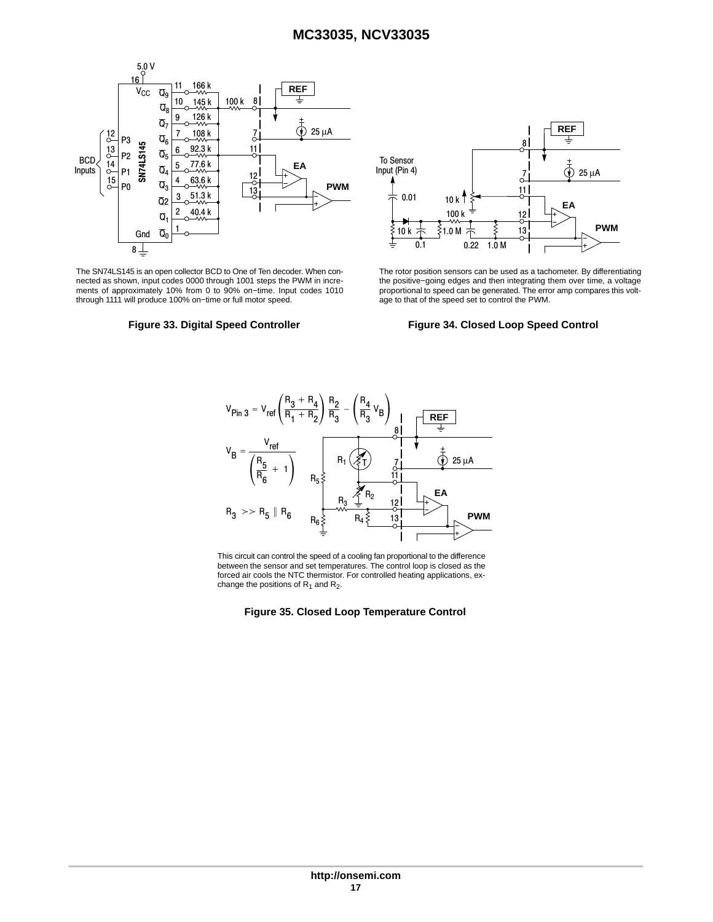The SN74LS145 is an open collector BCD to One of Ten decoder. When connected as shown, input codes 0000 through 1001 steps the PWM in increments of approximately 10% from 0 to 90% on−time. Input codes 1010 through 1111 will produce 100% on−time or full motor speed.

**Figure 33. Digital Speed Controller**

The rotor position sensors can be used as a tachometer. By differentiating the positive−going edges and then integrating them over time, a voltage proportional to speed can be generated. The error amp compares this voltage to that of the speed set to control the PWM.

**Figure 34. Closed Loop Speed Control**

$$V_{Pin\ 3} = V_{ref}\left(\frac{R_3 + R_4}{R_1 + R_2}\right)\frac{R_2}{R_3} - \left(\frac{R_4}{R_3}V_B\right)$$

$$V_B = \frac{V_{ref}}{\left(\frac{R_5}{R_6} + 1\right)}$$

$$R_3 >> R_5 \parallel R_6$$

This circuit can control the speed of a cooling fan proportional to the difference between the sensor and set temperatures. The control loop is closed as the forced air cools the NTC thermistor. For controlled heating applications, exchange the positions of $R_1$ and $R_2$.

**Figure 35. Closed Loop Temperature Control**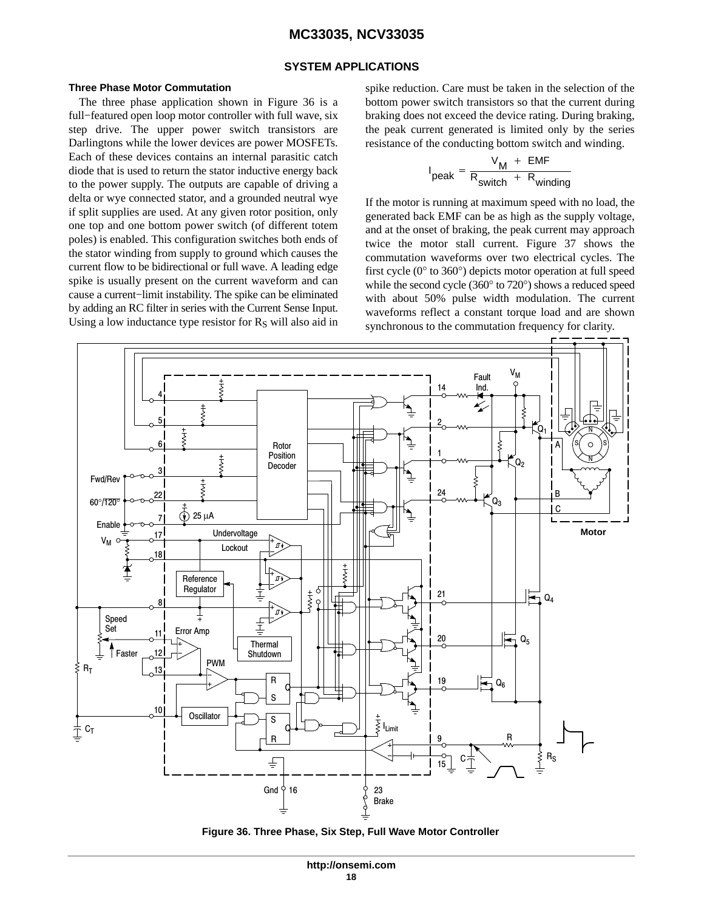## SYSTEM APPLICATIONS

### Three Phase Motor Commutation

The three phase application shown in Figure 36 is a full−featured open loop motor controller with full wave, six step drive. The upper power switch transistors are Darlingtons while the lower devices are power MOSFETs. Each of these devices contains an internal parasitic catch diode that is used to return the stator inductive energy back to the power supply. The outputs are capable of driving a delta or wye connected stator, and a grounded neutral wye if split supplies are used. At any given rotor position, only one top and one bottom power switch (of different totem poles) is enabled. This configuration switches both ends of the stator winding from supply to ground which causes the current flow to be bidirectional or full wave. A leading edge spike is usually present on the current waveform and can cause a current−limit instability. The spike can be eliminated by adding an RC filter in series with the Current Sense Input. Using a low inductance type resistor for $R_S$ will also aid in spike reduction. Care must be taken in the selection of the bottom power switch transistors so that the current during braking does not exceed the device rating. During braking, the peak current generated is limited only by the series resistance of the conducting bottom switch and winding.

$$I_{peak} = \frac{V_M + EMF}{R_{switch} + R_{winding}}$$

If the motor is running at maximum speed with no load, the generated back EMF can be as high as the supply voltage, and at the onset of braking, the peak current may approach twice the motor stall current. Figure 37 shows the commutation waveforms over two electrical cycles. The first cycle (0° to 360°) depicts motor operation at full speed while the second cycle (360° to 720°) shows a reduced speed with about 50% pulse width modulation. The current waveforms reflect a constant torque load and are shown synchronous to the commutation frequency for clarity.

Figure 36. Three Phase, Six Step, Full Wave Motor Controller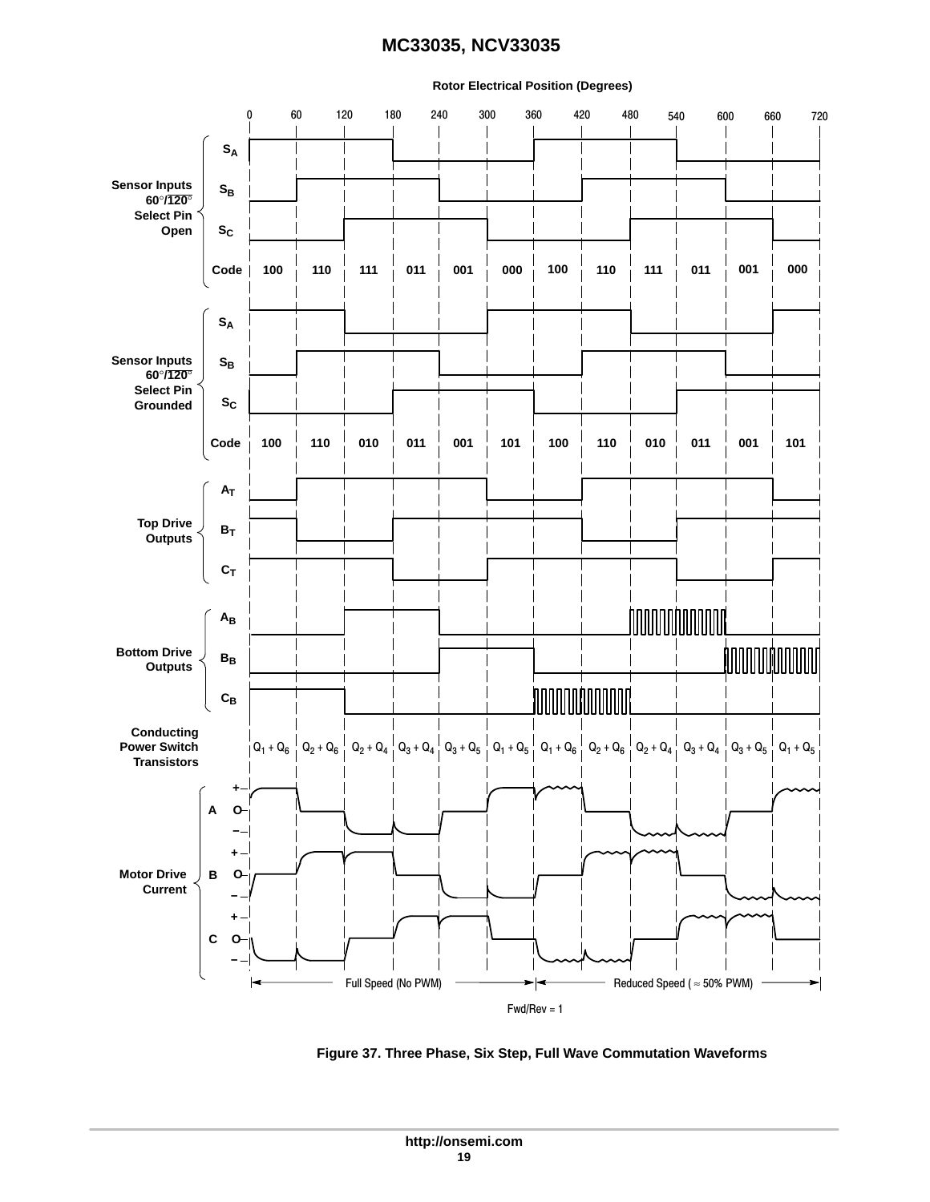**Rotor Electrical Position (Degrees)**

0 60 120 180 240 300 360 420 480 540 600 660 720

**Sensor Inputs 60°/$\overline{120°}$ Select Pin Open**

$S_A$, $S_B$, $S_C$

| Code | 100 | 110 | 111 | 011 | 001 | 000 | 100 | 110 | 111 | 011 | 001 | 000 |
|---|---|---|---|---|---|---|---|---|---|---|---|---|

**Sensor Inputs 60°/$\overline{120°}$ Select Pin Grounded**

$S_A$, $S_B$, $S_C$

| Code | 100 | 110 | 010 | 011 | 001 | 101 | 100 | 110 | 010 | 011 | 001 | 101 |
|---|---|---|---|---|---|---|---|---|---|---|---|---|

**Top Drive Outputs**: $A_T$, $B_T$, $C_T$

**Bottom Drive Outputs**: $A_B$, $B_B$, $C_B$

| Conducting Power Switch Transistors | $Q_1 + Q_6$ | $Q_2 + Q_6$ | $Q_2 + Q_4$ | $Q_3 + Q_4$ | $Q_3 + Q_5$ | $Q_1 + Q_5$ | $Q_1 + Q_6$ | $Q_2 + Q_6$ | $Q_2 + Q_4$ | $Q_3 + Q_4$ | $Q_3 + Q_5$ | $Q_1 + Q_5$ |
|---|---|---|---|---|---|---|---|---|---|---|---|---|

**Motor Drive Current**: A, B, C (+, O, −)

Full Speed (No PWM) | Reduced Speed ($\approx$ 50% PWM)

Fwd/Rev = 1

**Figure 37. Three Phase, Six Step, Full Wave Commutation Waveforms**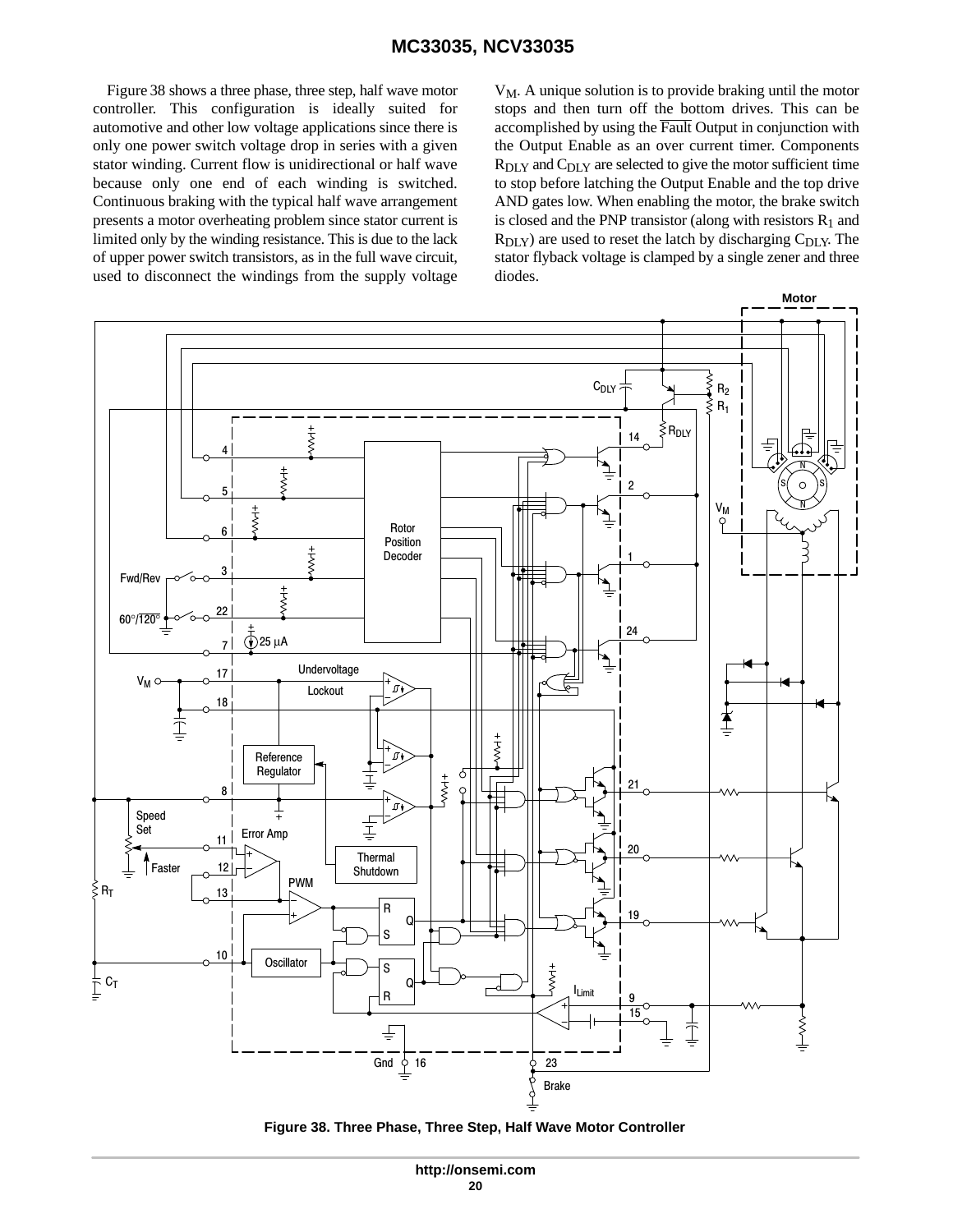Figure 38 shows a three phase, three step, half wave motor controller. This configuration is ideally suited for automotive and other low voltage applications since there is only one power switch voltage drop in series with a given stator winding. Current flow is unidirectional or half wave because only one end of each winding is switched. Continuous braking with the typical half wave arrangement presents a motor overheating problem since stator current is limited only by the winding resistance. This is due to the lack of upper power switch transistors, as in the full wave circuit, used to disconnect the windings from the supply voltage $V_M$. A unique solution is to provide braking until the motor stops and then turn off the bottom drives. This can be accomplished by using the $\overline{\text{Fault}}$ Output in conjunction with the Output Enable as an over current timer. Components $R_{DLY}$ and $C_{DLY}$ are selected to give the motor sufficient time to stop before latching the Output Enable and the top drive AND gates low. When enabling the motor, the brake switch is closed and the PNP transistor (along with resistors $R_1$ and $R_{DLY}$) are used to reset the latch by discharging $C_{DLY}$. The stator flyback voltage is clamped by a single zener and three diodes.

**Figure 38. Three Phase, Three Step, Half Wave Motor Controller**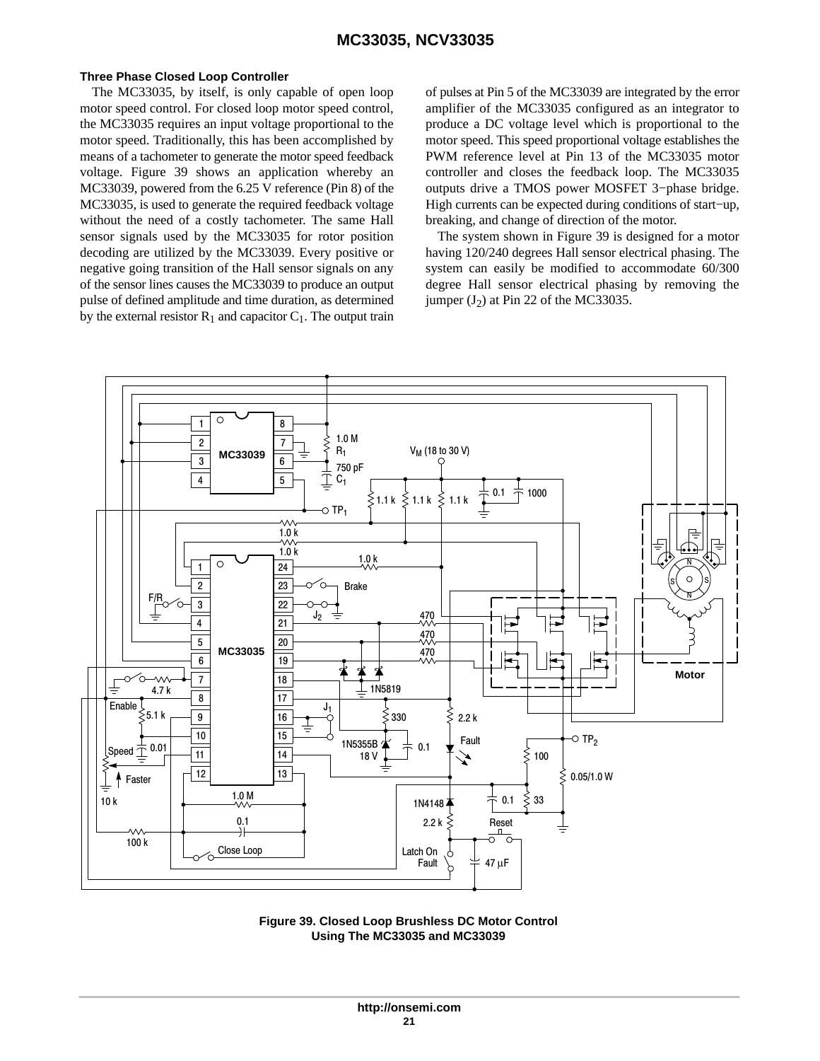### Three Phase Closed Loop Controller

The MC33035, by itself, is only capable of open loop motor speed control. For closed loop motor speed control, the MC33035 requires an input voltage proportional to the motor speed. Traditionally, this has been accomplished by means of a tachometer to generate the motor speed feedback voltage. Figure 39 shows an application whereby an MC33039, powered from the 6.25 V reference (Pin 8) of the MC33035, is used to generate the required feedback voltage without the need of a costly tachometer. The same Hall sensor signals used by the MC33035 for rotor position decoding are utilized by the MC33039. Every positive or negative going transition of the Hall sensor signals on any of the sensor lines causes the MC33039 to produce an output pulse of defined amplitude and time duration, as determined by the external resistor $R_1$ and capacitor $C_1$. The output train of pulses at Pin 5 of the MC33039 are integrated by the error amplifier of the MC33035 configured as an integrator to produce a DC voltage level which is proportional to the motor speed. This speed proportional voltage establishes the PWM reference level at Pin 13 of the MC33035 motor controller and closes the feedback loop. The MC33035 outputs drive a TMOS power MOSFET 3−phase bridge. High currents can be expected during conditions of start−up, breaking, and change of direction of the motor.

The system shown in Figure 39 is designed for a motor having 120/240 degrees Hall sensor electrical phasing. The system can easily be modified to accommodate 60/300 degree Hall sensor electrical phasing by removing the jumper ($J_2$) at Pin 22 of the MC33035.

**Figure 39. Closed Loop Brushless DC Motor Control Using The MC33035 and MC33039**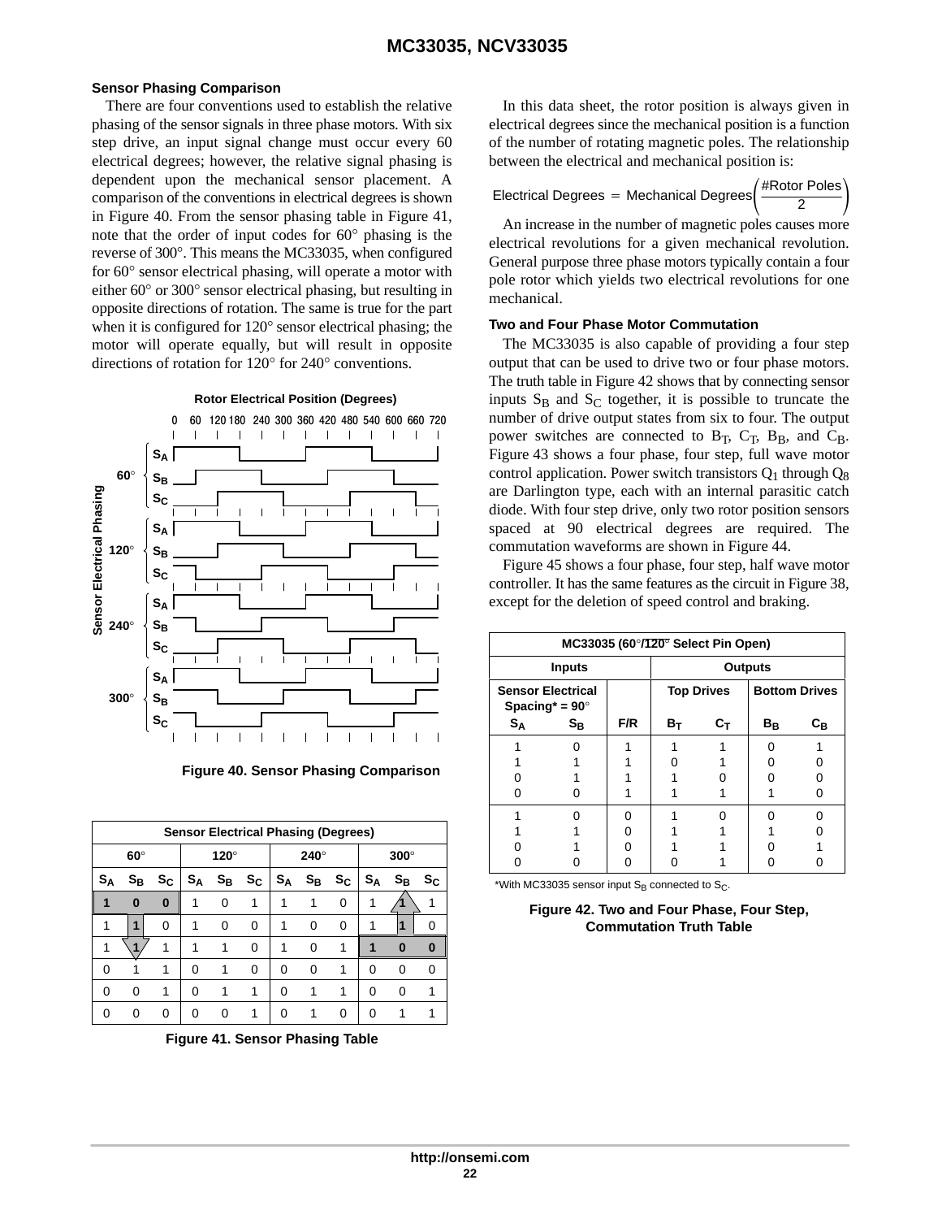### Sensor Phasing Comparison

There are four conventions used to establish the relative phasing of the sensor signals in three phase motors. With six step drive, an input signal change must occur every 60 electrical degrees; however, the relative signal phasing is dependent upon the mechanical sensor placement. A comparison of the conventions in electrical degrees is shown in Figure 40. From the sensor phasing table in Figure 41, note that the order of input codes for 60° phasing is the reverse of 300°. This means the MC33035, when configured for 60° sensor electrical phasing, will operate a motor with either 60° or 300° sensor electrical phasing, but resulting in opposite directions of rotation. The same is true for the part when it is configured for 120° sensor electrical phasing; the motor will operate equally, but will result in opposite directions of rotation for 120° for 240° conventions.

Figure 40. Sensor Phasing Comparison

| Sensor Electrical Phasing (Degrees) | | | | | | | | | | | |
|---|---|---|---|---|---|---|---|---|---|---|---|
| 60° | | | 120° | | | 240° | | | 300° | | |
| $S_A$ | $S_B$ | $S_C$ | $S_A$ | $S_B$ | $S_C$ | $S_A$ | $S_B$ | $S_C$ | $S_A$ | $S_B$ | $S_C$ |
| **1** | **0** | **0** | 1 | 0 | 1 | 1 | 1 | 0 | 1 | 1 | 1 |
| 1 | 1 | 0 | 1 | 0 | 0 | 1 | 0 | 0 | 1 | 1 | 0 |
| 1 | 1 | 1 | 1 | 1 | 0 | 1 | 0 | 1 | **1** | **0** | **0** |
| 0 | 1 | 1 | 0 | 1 | 0 | 0 | 0 | 1 | 0 | 0 | 0 |
| 0 | 0 | 1 | 0 | 1 | 1 | 0 | 1 | 1 | 0 | 0 | 1 |
| 0 | 0 | 0 | 0 | 0 | 1 | 0 | 1 | 0 | 0 | 1 | 1 |

Figure 41. Sensor Phasing Table

In this data sheet, the rotor position is always given in electrical degrees since the mechanical position is a function of the number of rotating magnetic poles. The relationship between the electrical and mechanical position is:

$$\text{Electrical Degrees} = \text{Mechanical Degrees}\left(\frac{\#\text{Rotor Poles}}{2}\right)$$

An increase in the number of magnetic poles causes more electrical revolutions for a given mechanical revolution. General purpose three phase motors typically contain a four pole rotor which yields two electrical revolutions for one mechanical.

### Two and Four Phase Motor Commutation

The MC33035 is also capable of providing a four step output that can be used to drive two or four phase motors. The truth table in Figure 42 shows that by connecting sensor inputs $S_B$ and $S_C$ together, it is possible to truncate the number of drive output states from six to four. The output power switches are connected to $B_T$, $C_T$, $B_B$, and $C_B$. Figure 43 shows a four phase, four step, full wave motor control application. Power switch transistors $Q_1$ through $Q_8$ are Darlington type, each with an internal parasitic catch diode. With four step drive, only two rotor position sensors spaced at 90 electrical degrees are required. The commutation waveforms are shown in Figure 44.

Figure 45 shows a four phase, four step, half wave motor controller. It has the same features as the circuit in Figure 38, except for the deletion of speed control and braking.

| MC33035 (60°/$\overline{120°}$ Select Pin Open) | | | | | | |
|---|---|---|---|---|---|---|
| Inputs | | | Outputs | | | |
| Sensor Electrical Spacing* = 90° | | | Top Drives | | Bottom Drives | |
| $S_A$ | $S_B$ | F/R | $B_T$ | $C_T$ | $B_B$ | $C_B$ |
| 1 | 0 | 1 | 1 | 1 | 0 | 1 |
| 1 | 1 | 1 | 0 | 1 | 0 | 0 |
| 0 | 1 | 1 | 1 | 0 | 0 | 0 |
| 0 | 0 | 1 | 1 | 1 | 1 | 0 |
| 1 | 0 | 0 | 1 | 0 | 0 | 0 |
| 1 | 1 | 0 | 1 | 1 | 1 | 0 |
| 0 | 1 | 0 | 1 | 1 | 0 | 1 |
| 0 | 0 | 0 | 0 | 1 | 0 | 0 |

*With MC33035 sensor input $S_B$ connected to $S_C$.

Figure 42. Two and Four Phase, Four Step, Commutation Truth Table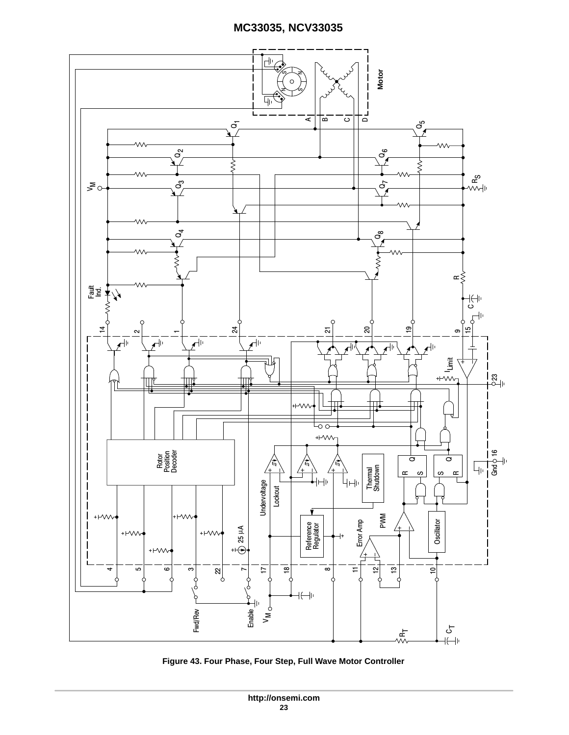Figure 43. Four Phase, Four Step, Full Wave Motor Controller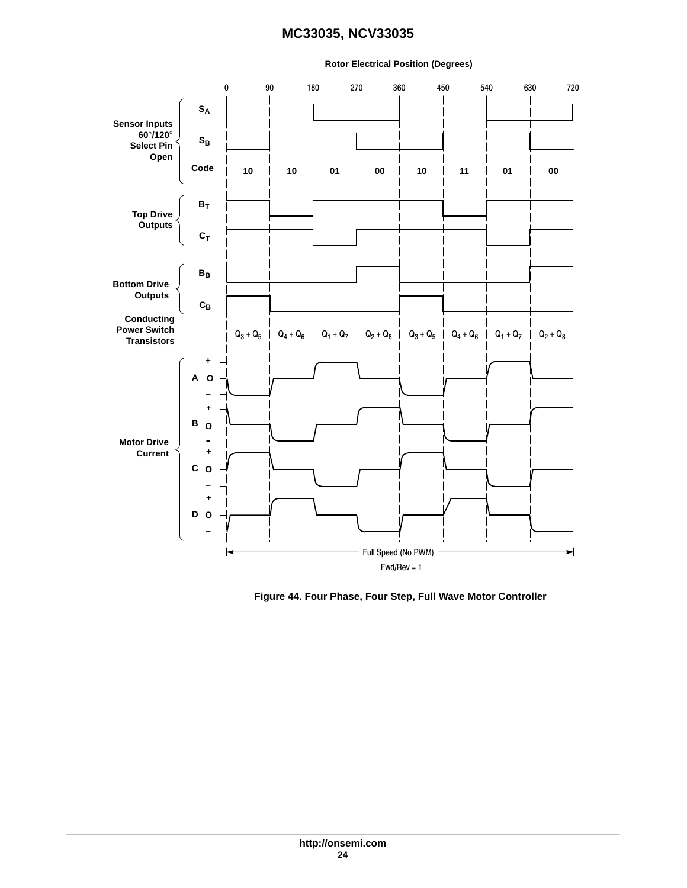Rotor Electrical Position (Degrees)

0 90 180 270 360 450 540 630 720

Sensor Inputs 60°/$\overline{120°}$ Select Pin Open

$S_A$

$S_B$

| Code | 10 | 10 | 01 | 00 | 10 | 11 | 01 | 00 |
|---|---|---|---|---|---|---|---|---|

Top Drive Outputs

$B_T$

$C_T$

Bottom Drive Outputs

$B_B$

$C_B$

| Conducting Power Switch Transistors | $Q_3 + Q_5$ | $Q_4 + Q_6$ | $Q_1 + Q_7$ | $Q_2 + Q_8$ | $Q_3 + Q_5$ | $Q_4 + Q_6$ | $Q_1 + Q_7$ | $Q_2 + Q_8$ |
|---|---|---|---|---|---|---|---|---|

Motor Drive Current

A + O –

B + O –

C + O –

D + O –

Full Speed (No PWM)

Fwd/Rev = 1

**Figure 44. Four Phase, Four Step, Full Wave Motor Controller**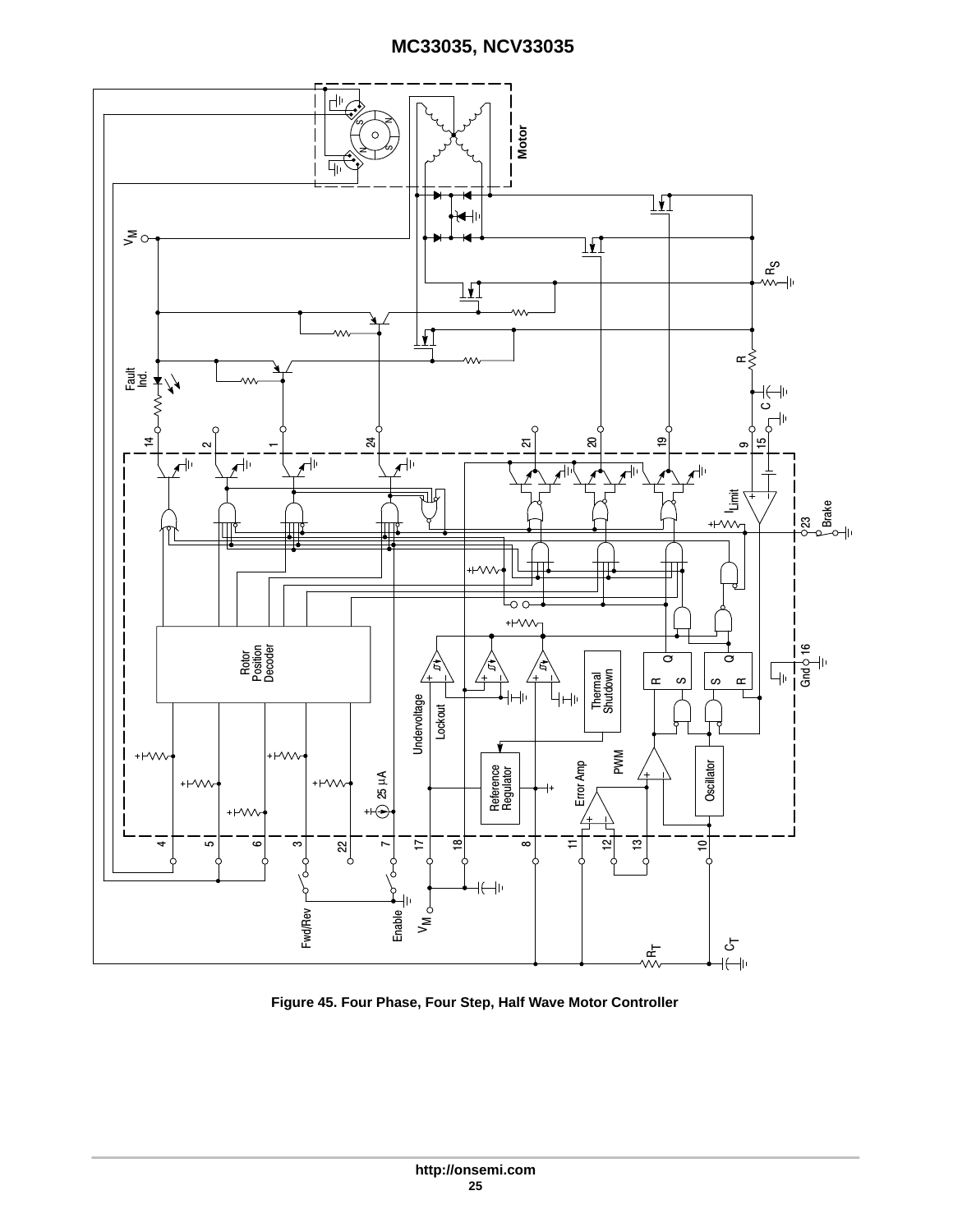Figure 45. Four Phase, Four Step, Half Wave Motor Controller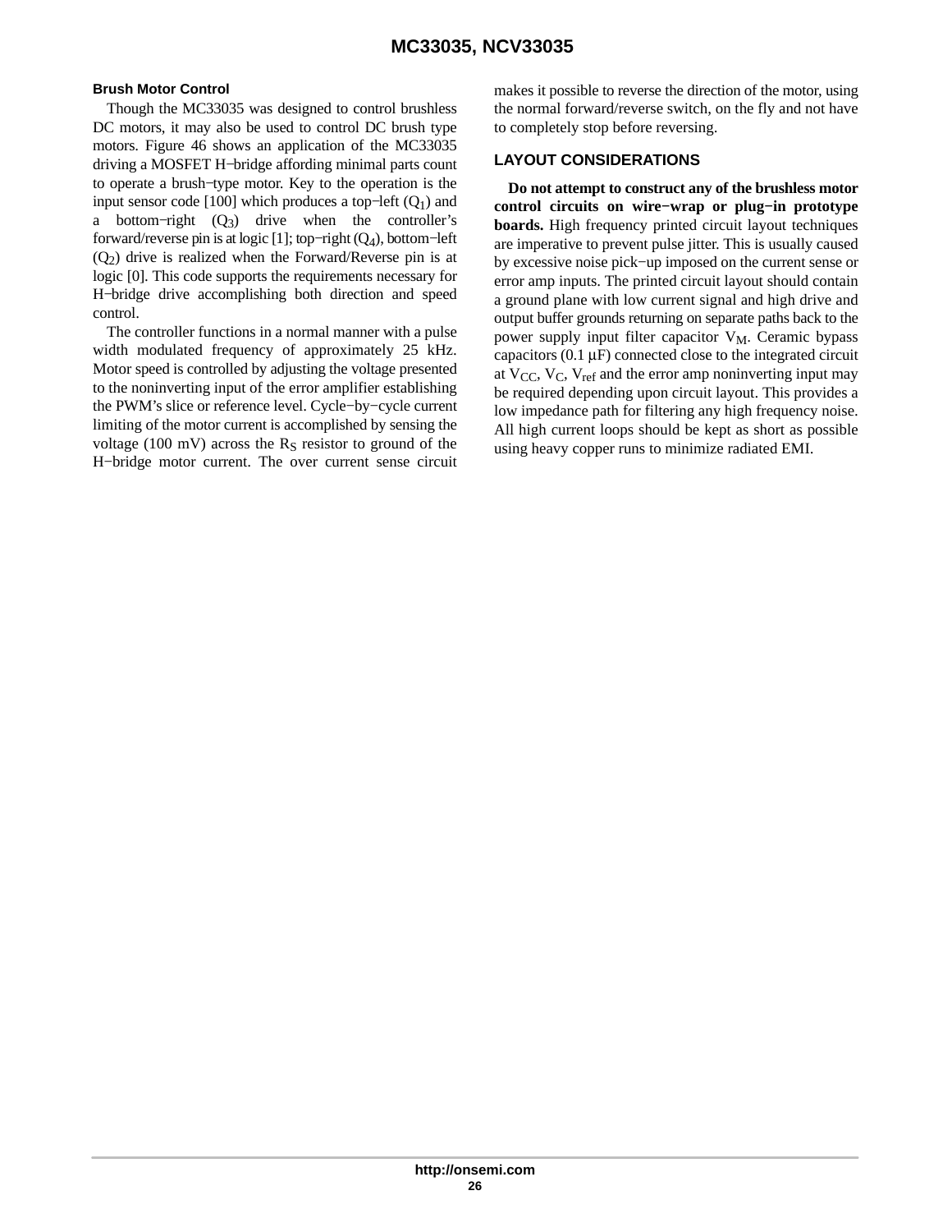### Brush Motor Control

Though the MC33035 was designed to control brushless DC motors, it may also be used to control DC brush type motors. Figure 46 shows an application of the MC33035 driving a MOSFET H−bridge affording minimal parts count to operate a brush−type motor. Key to the operation is the input sensor code [100] which produces a top−left ($Q_1$) and a bottom−right ($Q_3$) drive when the controller's forward/reverse pin is at logic [1]; top−right ($Q_4$), bottom−left ($Q_2$) drive is realized when the Forward/Reverse pin is at logic [0]. This code supports the requirements necessary for H−bridge drive accomplishing both direction and speed control.

The controller functions in a normal manner with a pulse width modulated frequency of approximately 25 kHz. Motor speed is controlled by adjusting the voltage presented to the noninverting input of the error amplifier establishing the PWM's slice or reference level. Cycle−by−cycle current limiting of the motor current is accomplished by sensing the voltage (100 mV) across the $R_S$ resistor to ground of the H−bridge motor current. The over current sense circuit makes it possible to reverse the direction of the motor, using the normal forward/reverse switch, on the fly and not have to completely stop before reversing.

## LAYOUT CONSIDERATIONS

**Do not attempt to construct any of the brushless motor control circuits on wire−wrap or plug−in prototype boards.** High frequency printed circuit layout techniques are imperative to prevent pulse jitter. This is usually caused by excessive noise pick−up imposed on the current sense or error amp inputs. The printed circuit layout should contain a ground plane with low current signal and high drive and output buffer grounds returning on separate paths back to the power supply input filter capacitor $V_M$. Ceramic bypass capacitors (0.1 μF) connected close to the integrated circuit at $V_{CC}$, $V_C$, $V_{ref}$ and the error amp noninverting input may be required depending upon circuit layout. This provides a low impedance path for filtering any high frequency noise. All high current loops should be kept as short as possible using heavy copper runs to minimize radiated EMI.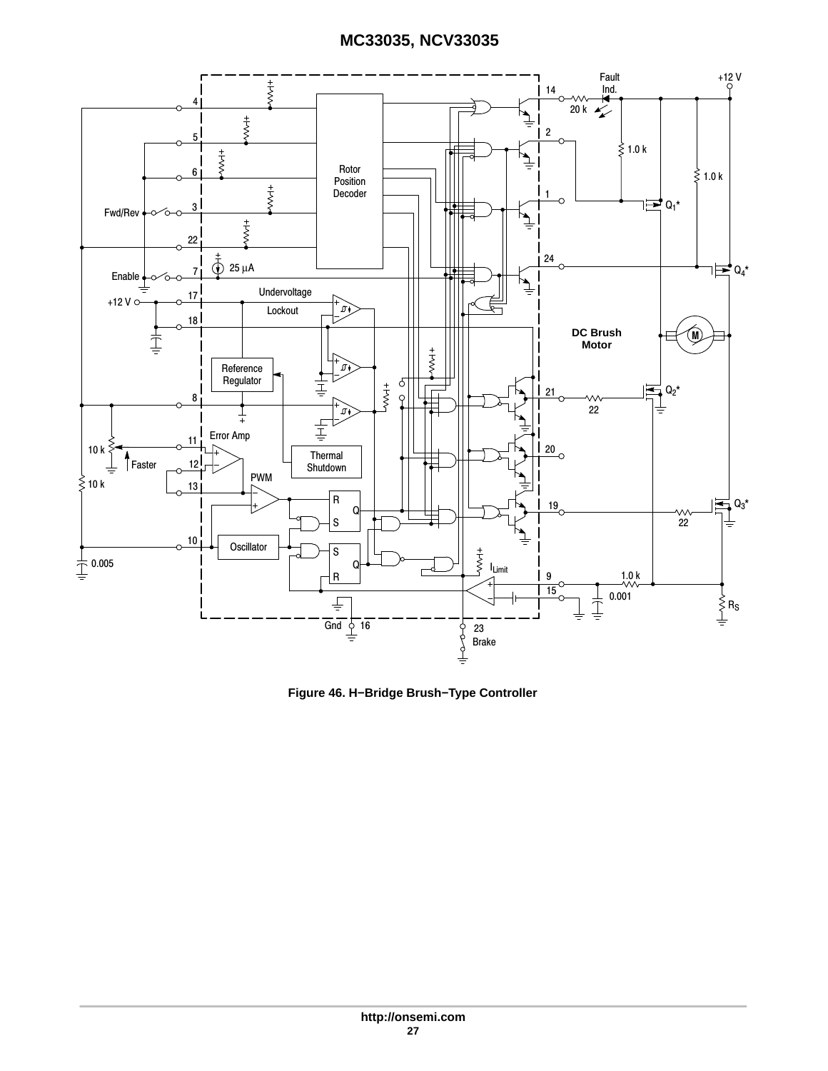Figure 46. H−Bridge Brush−Type Controller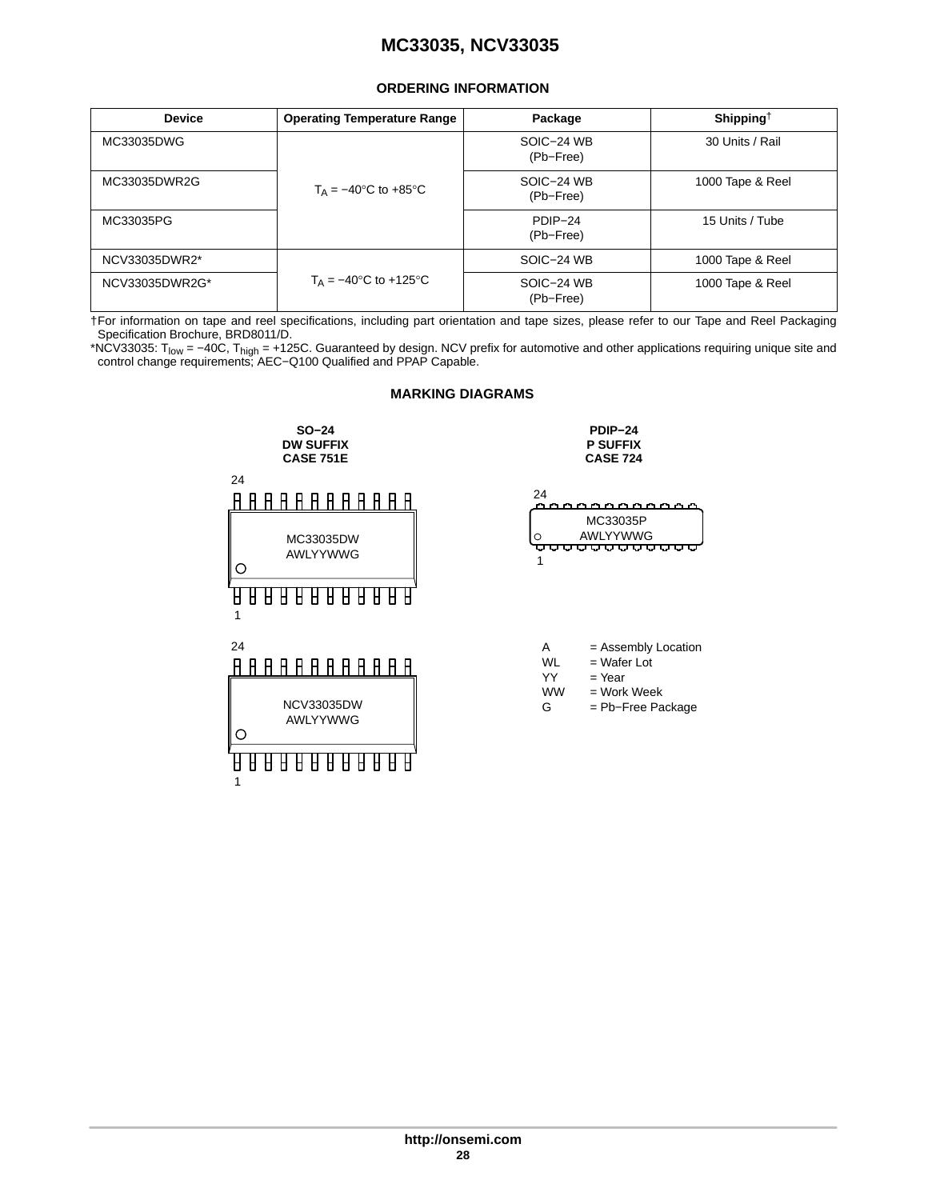## ORDERING INFORMATION

| Device | Operating Temperature Range | Package | Shipping† |
|---|---|---|---|
| MC33035DWG | $T_A$ = −40°C to +85°C | SOIC−24 WB (Pb−Free) | 30 Units / Rail |
| MC33035DWR2G | | SOIC−24 WB (Pb−Free) | 1000 Tape & Reel |
| MC33035PG | | PDIP−24 (Pb−Free) | 15 Units / Tube |
| NCV33035DWR2* | $T_A$ = −40°C to +125°C | SOIC−24 WB | 1000 Tape & Reel |
| NCV33035DWR2G* | | SOIC−24 WB (Pb−Free) | 1000 Tape & Reel |

†For information on tape and reel specifications, including part orientation and tape sizes, please refer to our Tape and Reel Packaging Specification Brochure, BRD8011/D.

*NCV33035: $T_{low}$ = −40C, $T_{high}$ = +125C. Guaranteed by design. NCV prefix for automotive and other applications requiring unique site and control change requirements; AEC−Q100 Qualified and PPAP Capable.

## MARKING DIAGRAMS

**SO−24**
**DW SUFFIX**
**CASE 751E**

24

MC33035DW
AWLYYWWG

1

24

NCV33035DW
AWLYYWWG

1

**PDIP−24**
**P SUFFIX**
**CASE 724**

24

MC33035P
AWLYYWWG

1

A = Assembly Location
WL = Wafer Lot
YY = Year
WW = Work Week
G = Pb−Free Package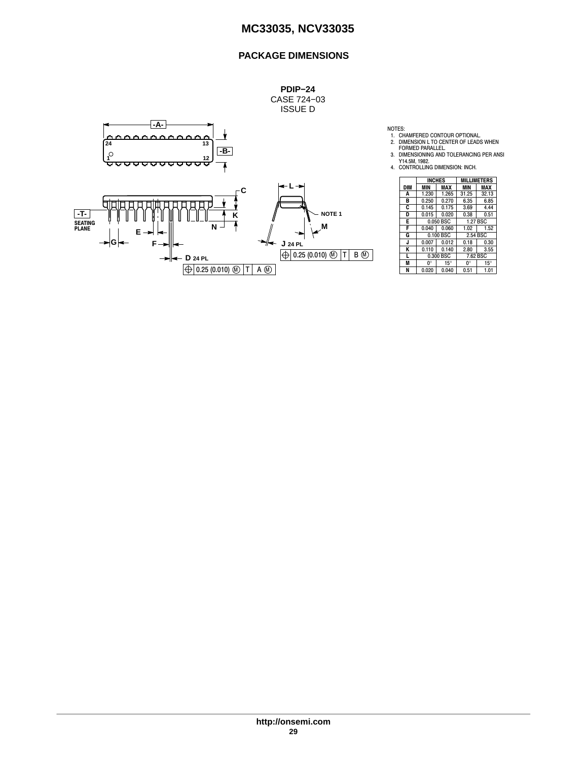## PACKAGE DIMENSIONS

**PDIP−24**
CASE 724−03
ISSUE D

NOTES:
1. CHAMFERED CONTOUR OPTIONAL.
2. DIMENSION L TO CENTER OF LEADS WHEN FORMED PARALLEL.
3. DIMENSIONING AND TOLERANCING PER ANSI Y14.5M, 1982.
4. CONTROLLING DIMENSION: INCH.

| DIM | INCHES | | MILLIMETERS | |
|---|---|---|---|---|
| | MIN | MAX | MIN | MAX |
| A | 1.230 | 1.265 | 31.25 | 32.13 |
| B | 0.250 | 0.270 | 6.35 | 6.85 |
| C | 0.145 | 0.175 | 3.69 | 4.44 |
| D | 0.015 | 0.020 | 0.38 | 0.51 |
| E | 0.050 BSC | | 1.27 BSC | |
| F | 0.040 | 0.060 | 1.02 | 1.52 |
| G | 0.100 BSC | | 2.54 BSC | |
| J | 0.007 | 0.012 | 0.18 | 0.30 |
| K | 0.110 | 0.140 | 2.80 | 3.55 |
| L | 0.300 BSC | | 7.62 BSC | |
| M | 0° | 15° | 0° | 15° |
| N | 0.020 | 0.040 | 0.51 | 1.01 |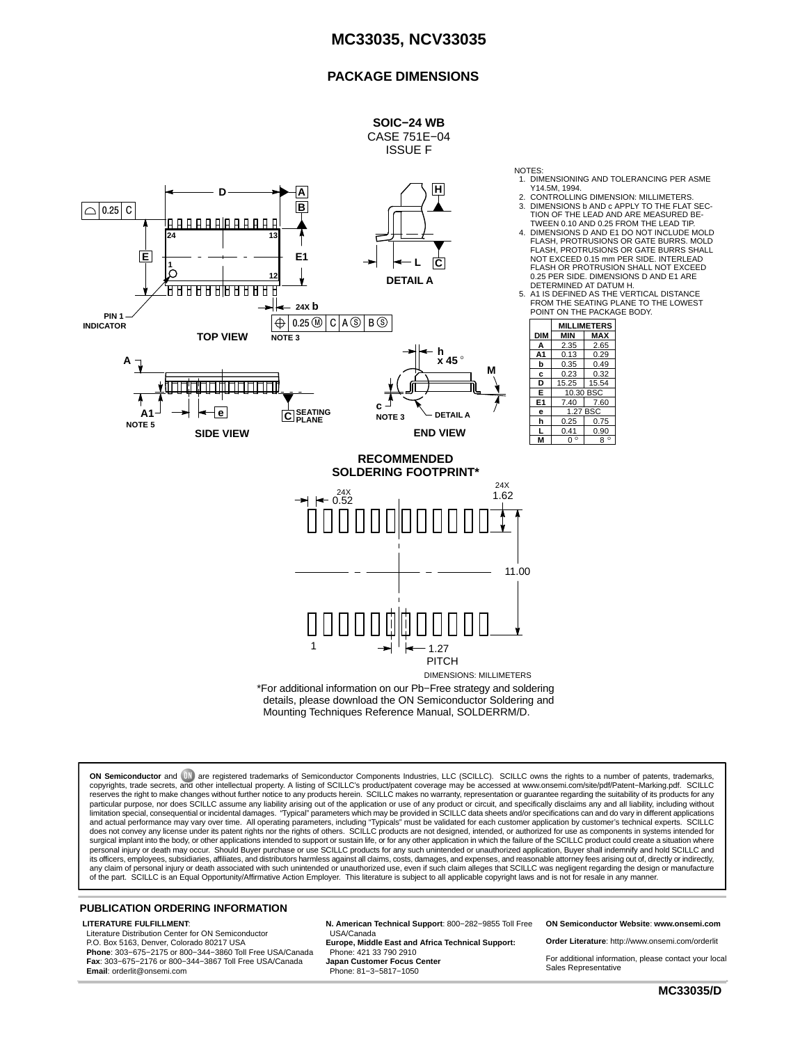## PACKAGE DIMENSIONS

**SOIC−24 WB**
CASE 751E−04
ISSUE F

NOTES:
1. DIMENSIONING AND TOLERANCING PER ASME Y14.5M, 1994.
2. CONTROLLING DIMENSION: MILLIMETERS.
3. DIMENSIONS b AND c APPLY TO THE FLAT SECTION OF THE LEAD AND ARE MEASURED BETWEEN 0.10 AND 0.25 FROM THE LEAD TIP.
4. DIMENSIONS D AND E1 DO NOT INCLUDE MOLD FLASH, PROTRUSIONS OR GATE BURRS. MOLD FLASH, PROTRUSIONS OR GATE BURRS SHALL NOT EXCEED 0.15 mm PER SIDE. INTERLEAD FLASH OR PROTRUSION SHALL NOT EXCEED 0.25 PER SIDE. DIMENSIONS D AND E1 ARE DETERMINED AT DATUM H.
5. A1 IS DEFINED AS THE VERTICAL DISTANCE FROM THE SEATING PLANE TO THE LOWEST POINT ON THE PACKAGE BODY.

| | MILLIMETERS | |
|---|---|---|
| DIM | MIN | MAX |
| A | 2.35 | 2.65 |
| A1 | 0.13 | 0.29 |
| b | 0.35 | 0.49 |
| c | 0.23 | 0.32 |
| D | 15.25 | 15.54 |
| E | 10.30 BSC | |
| E1 | 7.40 | 7.60 |
| e | 1.27 BSC | |
| h | 0.25 | 0.75 |
| L | 0.41 | 0.90 |
| M | 0° | 8° |

TOP VIEW
D
A
B
0.25 C
E
E1
24
13
1
12
PIN 1 INDICATOR
24X b
0.25 Ⓜ C A Ⓢ B Ⓢ
NOTE 3

DETAIL A
H
L
C

SIDE VIEW
A
A1
NOTE 5
e
C SEATING PLANE

END VIEW
h x 45°
M
c
NOTE 3
DETAIL A

### RECOMMENDED SOLDERING FOOTPRINT*

24X 0.52
24X 1.62
11.00
1
1.27 PITCH

DIMENSIONS: MILLIMETERS

*For additional information on our Pb−Free strategy and soldering details, please download the ON Semiconductor Soldering and Mounting Techniques Reference Manual, SOLDERRM/D.

**ON Semiconductor** and are registered trademarks of Semiconductor Components Industries, LLC (SCILLC). SCILLC owns the rights to a number of patents, trademarks, copyrights, trade secrets, and other intellectual property. A listing of SCILLC's product/patent coverage may be accessed at www.onsemi.com/site/pdf/Patent−Marking.pdf. SCILLC reserves the right to make changes without further notice to any products herein. SCILLC makes no warranty, representation or guarantee regarding the suitability of its products for any particular purpose, nor does SCILLC assume any liability arising out of the application or use of any product or circuit, and specifically disclaims any and all liability, including without limitation special, consequential or incidental damages. "Typical" parameters which may be provided in SCILLC data sheets and/or specifications can and do vary in different applications and actual performance may vary over time. All operating parameters, including "Typicals" must be validated for each customer application by customer's technical experts. SCILLC does not convey any license under its patent rights nor the rights of others. SCILLC products are not designed, intended, or authorized for use as components in systems intended for surgical implant into the body, or other applications intended to support or sustain life, or for any other application in which the failure of the SCILLC product could create a situation where personal injury or death may occur. Should Buyer purchase or use SCILLC products for any such unintended or unauthorized application, Buyer shall indemnify and hold SCILLC and its officers, employees, subsidiaries, affiliates, and distributors harmless against all claims, costs, damages, and expenses, and reasonable attorney fees arising out of, directly or indirectly, any claim of personal injury or death associated with such unintended or unauthorized use, even if such claim alleges that SCILLC was negligent regarding the design or manufacture of the part. SCILLC is an Equal Opportunity/Affirmative Action Employer. This literature is subject to all applicable copyright laws and is not for resale in any manner.

### PUBLICATION ORDERING INFORMATION

**LITERATURE FULFILLMENT**:
Literature Distribution Center for ON Semiconductor
P.O. Box 5163, Denver, Colorado 80217 USA
**Phone**: 303−675−2175 or 800−344−3860 Toll Free USA/Canada
**Fax**: 303−675−2176 or 800−344−3867 Toll Free USA/Canada
**Email**: orderlit@onsemi.com

**N. American Technical Support**: 800−282−9855 Toll Free USA/Canada
**Europe, Middle East and Africa Technical Support:**
Phone: 421 33 790 2910
**Japan Customer Focus Center**
Phone: 81−3−5817−1050

**ON Semiconductor Website**: **www.onsemi.com**

**Order Literature**: http://www.onsemi.com/orderlit

For additional information, please contact your local Sales Representative

**MC33035/D**